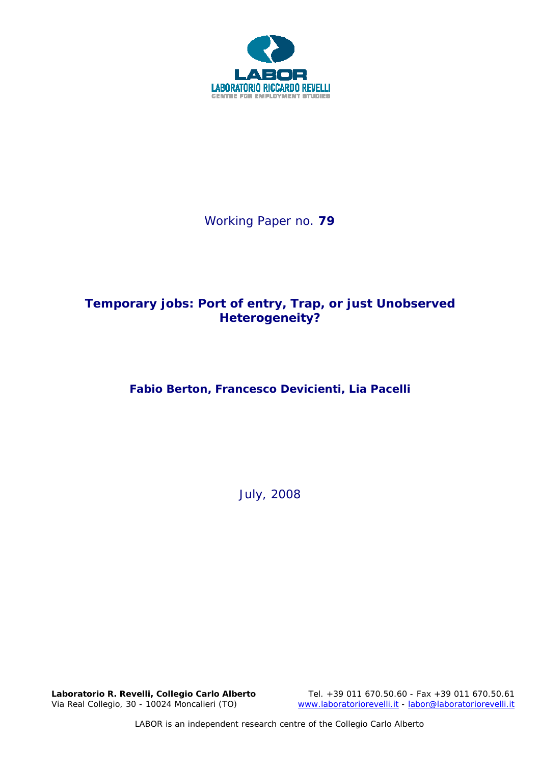LABOR
LABORATORIO RICCARDO REVELLI
CENTRE FOR EMPLOYMENT STUDIES

Working Paper no. **79**

# Temporary jobs: Port of entry, Trap, or just Unobserved Heterogeneity?

**Fabio Berton, Francesco Devicienti, Lia Pacelli**

July, 2008

**Laboratorio R. Revelli, Collegio Carlo Alberto**
Via Real Collegio, 30 - 10024 Moncalieri (TO)

Tel. +39 011 670.50.60 - Fax +39 011 670.50.61
www.laboratoriorevelli.it - labor@laboratoriorevelli.it

LABOR is an independent research centre of the Collegio Carlo Alberto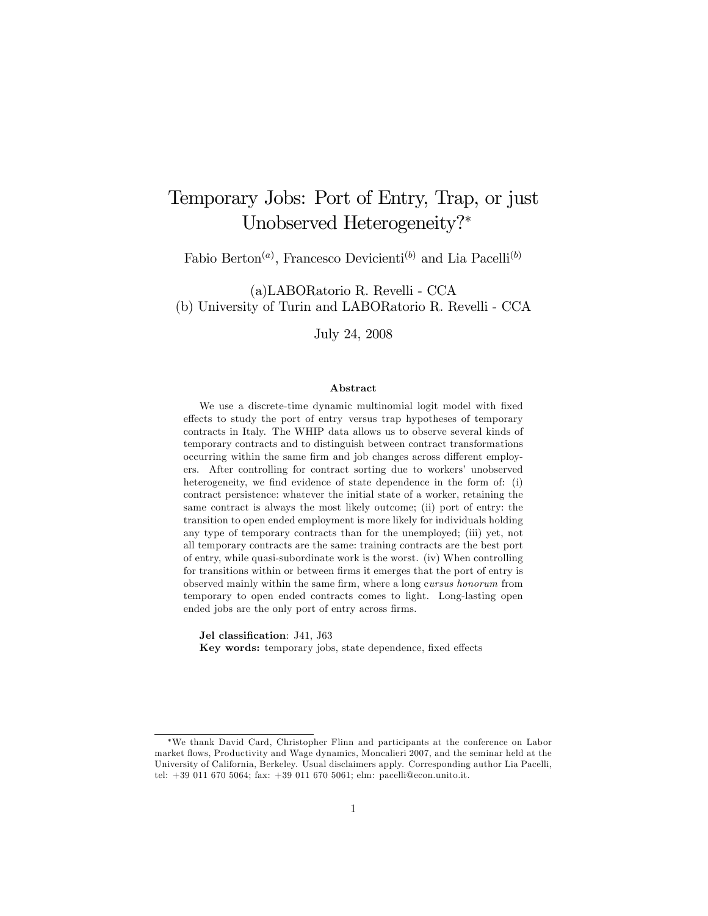# Temporary Jobs: Port of Entry, Trap, or just Unobserved Heterogeneity?*

Fabio Berton[(a)], Francesco Devicienti[(b)] and Lia Pacelli[(b)]

(a)LABORatorio R. Revelli - CCA
(b) University of Turin and LABORatorio R. Revelli - CCA

July 24, 2008

### Abstract

We use a discrete-time dynamic multinomial logit model with fixed effects to study the port of entry versus trap hypotheses of temporary contracts in Italy. The WHIP data allows us to observe several kinds of temporary contracts and to distinguish between contract transformations occurring within the same firm and job changes across different employers. After controlling for contract sorting due to workers' unobserved heterogeneity, we find evidence of state dependence in the form of: (i) contract persistence: whatever the initial state of a worker, retaining the same contract is always the most likely outcome; (ii) port of entry: the transition to open ended employment is more likely for individuals holding any type of temporary contracts than for the unemployed; (iii) yet, not all temporary contracts are the same: training contracts are the best port of entry, while quasi-subordinate work is the worst. (iv) When controlling for transitions within or between firms it emerges that the port of entry is observed mainly within the same firm, where a long *cursus honorum* from temporary to open ended contracts comes to light. Long-lasting open ended jobs are the only port of entry across firms.

**Jel classification**: J41, J63
**Key words:** temporary jobs, state dependence, fixed effects

*We thank David Card, Christopher Flinn and participants at the conference on Labor market flows, Productivity and Wage dynamics, Moncalieri 2007, and the seminar held at the University of California, Berkeley. Usual disclaimers apply. Corresponding author Lia Pacelli, tel: +39 011 670 5064; fax: +39 011 670 5061; elm: pacelli@econ.unito.it.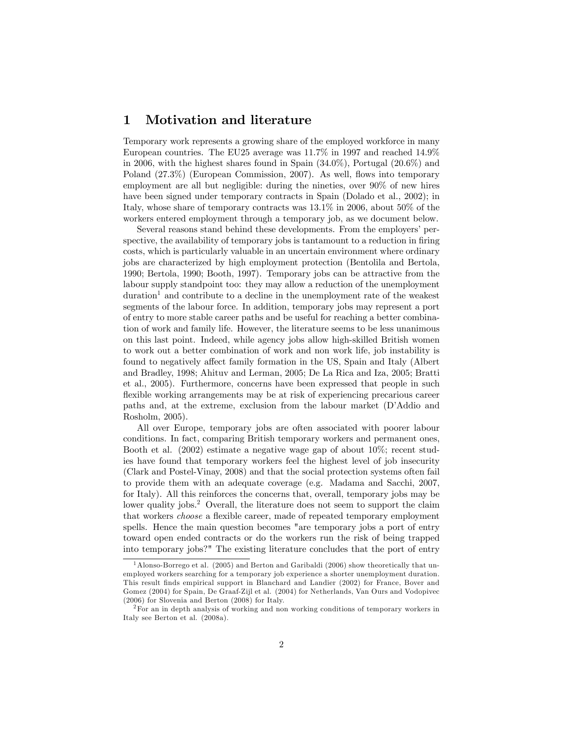# 1 Motivation and literature

Temporary work represents a growing share of the employed workforce in many European countries. The EU25 average was 11.7% in 1997 and reached 14.9% in 2006, with the highest shares found in Spain (34.0%), Portugal (20.6%) and Poland (27.3%) (European Commission, 2007). As well, flows into temporary employment are all but negligible: during the nineties, over 90% of new hires have been signed under temporary contracts in Spain (Dolado et al., 2002); in Italy, whose share of temporary contracts was 13.1% in 2006, about 50% of the workers entered employment through a temporary job, as we document below.

Several reasons stand behind these developments. From the employers' perspective, the availability of temporary jobs is tantamount to a reduction in firing costs, which is particularly valuable in an uncertain environment where ordinary jobs are characterized by high employment protection (Bentolila and Bertola, 1990; Bertola, 1990; Booth, 1997). Temporary jobs can be attractive from the labour supply standpoint too: they may allow a reduction of the unemployment duration[1] and contribute to a decline in the unemployment rate of the weakest segments of the labour force. In addition, temporary jobs may represent a port of entry to more stable career paths and be useful for reaching a better combination of work and family life. However, the literature seems to be less unanimous on this last point. Indeed, while agency jobs allow high-skilled British women to work out a better combination of work and non work life, job instability is found to negatively affect family formation in the US, Spain and Italy (Albert and Bradley, 1998; Ahituv and Lerman, 2005; De La Rica and Iza, 2005; Bratti et al., 2005). Furthermore, concerns have been expressed that people in such flexible working arrangements may be at risk of experiencing precarious career paths and, at the extreme, exclusion from the labour market (D'Addio and Rosholm, 2005).

All over Europe, temporary jobs are often associated with poorer labour conditions. In fact, comparing British temporary workers and permanent ones, Booth et al. (2002) estimate a negative wage gap of about 10%; recent studies have found that temporary workers feel the highest level of job insecurity (Clark and Postel-Vinay, 2008) and that the social protection systems often fail to provide them with an adequate coverage (e.g. Madama and Sacchi, 2007, for Italy). All this reinforces the concerns that, overall, temporary jobs may be lower quality jobs.[2] Overall, the literature does not seem to support the claim that workers *choose* a flexible career, made of repeated temporary employment spells. Hence the main question becomes "are temporary jobs a port of entry toward open ended contracts or do the workers run the risk of being trapped into temporary jobs?" The existing literature concludes that the port of entry

[1] Alonso-Borrego et al. (2005) and Berton and Garibaldi (2006) show theoretically that unemployed workers searching for a temporary job experience a shorter unemployment duration. This result finds empirical support in Blanchard and Landier (2002) for France, Bover and Gomez (2004) for Spain, De Graaf-Zijl et al. (2004) for Netherlands, Van Ours and Vodopivec (2006) for Slovenia and Berton (2008) for Italy.

[2] For an in depth analysis of working and non working conditions of temporary workers in Italy see Berton et al. (2008a).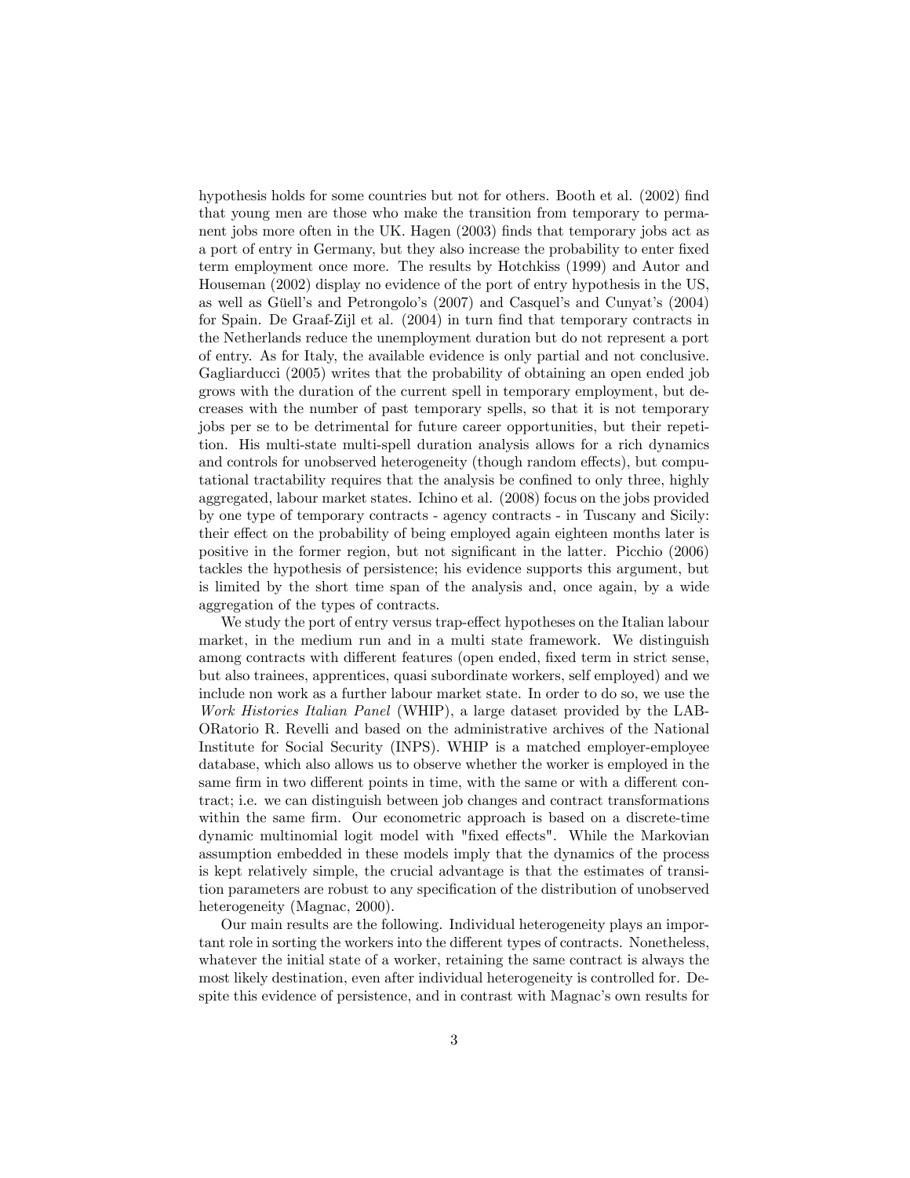hypothesis holds for some countries but not for others. Booth et al. (2002) find that young men are those who make the transition from temporary to permanent jobs more often in the UK. Hagen (2003) finds that temporary jobs act as a port of entry in Germany, but they also increase the probability to enter fixed term employment once more. The results by Hotchkiss (1999) and Autor and Houseman (2002) display no evidence of the port of entry hypothesis in the US, as well as Güell's and Petrongolo's (2007) and Casquel's and Cunyat's (2004) for Spain. De Graaf-Zijl et al. (2004) in turn find that temporary contracts in the Netherlands reduce the unemployment duration but do not represent a port of entry. As for Italy, the available evidence is only partial and not conclusive. Gagliarducci (2005) writes that the probability of obtaining an open ended job grows with the duration of the current spell in temporary employment, but decreases with the number of past temporary spells, so that it is not temporary jobs per se to be detrimental for future career opportunities, but their repetition. His multi-state multi-spell duration analysis allows for a rich dynamics and controls for unobserved heterogeneity (though random effects), but computational tractability requires that the analysis be confined to only three, highly aggregated, labour market states. Ichino et al. (2008) focus on the jobs provided by one type of temporary contracts - agency contracts - in Tuscany and Sicily: their effect on the probability of being employed again eighteen months later is positive in the former region, but not significant in the latter. Picchio (2006) tackles the hypothesis of persistence; his evidence supports this argument, but is limited by the short time span of the analysis and, once again, by a wide aggregation of the types of contracts.

We study the port of entry versus trap-effect hypotheses on the Italian labour market, in the medium run and in a multi state framework. We distinguish among contracts with different features (open ended, fixed term in strict sense, but also trainees, apprentices, quasi subordinate workers, self employed) and we include non work as a further labour market state. In order to do so, we use the *Work Histories Italian Panel* (WHIP), a large dataset provided by the LABORatorio R. Revelli and based on the administrative archives of the National Institute for Social Security (INPS). WHIP is a matched employer-employee database, which also allows us to observe whether the worker is employed in the same firm in two different points in time, with the same or with a different contract; i.e. we can distinguish between job changes and contract transformations within the same firm. Our econometric approach is based on a discrete-time dynamic multinomial logit model with "fixed effects". While the Markovian assumption embedded in these models imply that the dynamics of the process is kept relatively simple, the crucial advantage is that the estimates of transition parameters are robust to any specification of the distribution of unobserved heterogeneity (Magnac, 2000).

Our main results are the following. Individual heterogeneity plays an important role in sorting the workers into the different types of contracts. Nonetheless, whatever the initial state of a worker, retaining the same contract is always the most likely destination, even after individual heterogeneity is controlled for. Despite this evidence of persistence, and in contrast with Magnac's own results for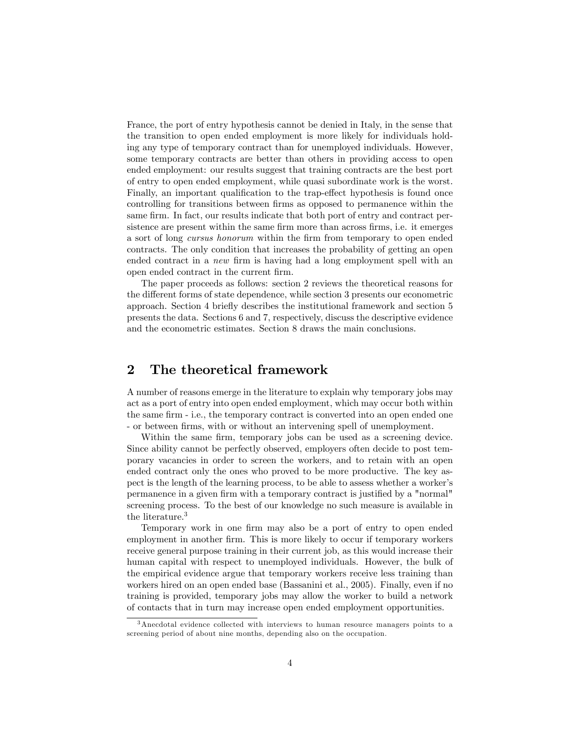France, the port of entry hypothesis cannot be denied in Italy, in the sense that the transition to open ended employment is more likely for individuals holding any type of temporary contract than for unemployed individuals. However, some temporary contracts are better than others in providing access to open ended employment: our results suggest that training contracts are the best port of entry to open ended employment, while quasi subordinate work is the worst. Finally, an important qualification to the trap-effect hypothesis is found once controlling for transitions between firms as opposed to permanence within the same firm. In fact, our results indicate that both port of entry and contract persistence are present within the same firm more than across firms, i.e. it emerges a sort of long *cursus honorum* within the firm from temporary to open ended contracts. The only condition that increases the probability of getting an open ended contract in a *new* firm is having had a long employment spell with an open ended contract in the current firm.

The paper proceeds as follows: section 2 reviews the theoretical reasons for the different forms of state dependence, while section 3 presents our econometric approach. Section 4 briefly describes the institutional framework and section 5 presents the data. Sections 6 and 7, respectively, discuss the descriptive evidence and the econometric estimates. Section 8 draws the main conclusions.

## 2 The theoretical framework

A number of reasons emerge in the literature to explain why temporary jobs may act as a port of entry into open ended employment, which may occur both within the same firm - i.e., the temporary contract is converted into an open ended one - or between firms, with or without an intervening spell of unemployment.

Within the same firm, temporary jobs can be used as a screening device. Since ability cannot be perfectly observed, employers often decide to post temporary vacancies in order to screen the workers, and to retain with an open ended contract only the ones who proved to be more productive. The key aspect is the length of the learning process, to be able to assess whether a worker's permanence in a given firm with a temporary contract is justified by a "normal" screening process. To the best of our knowledge no such measure is available in the literature.[3]

Temporary work in one firm may also be a port of entry to open ended employment in another firm. This is more likely to occur if temporary workers receive general purpose training in their current job, as this would increase their human capital with respect to unemployed individuals. However, the bulk of the empirical evidence argue that temporary workers receive less training than workers hired on an open ended base (Bassanini et al., 2005). Finally, even if no training is provided, temporary jobs may allow the worker to build a network of contacts that in turn may increase open ended employment opportunities.

[3] Anecdotal evidence collected with interviews to human resource managers points to a screening period of about nine months, depending also on the occupation.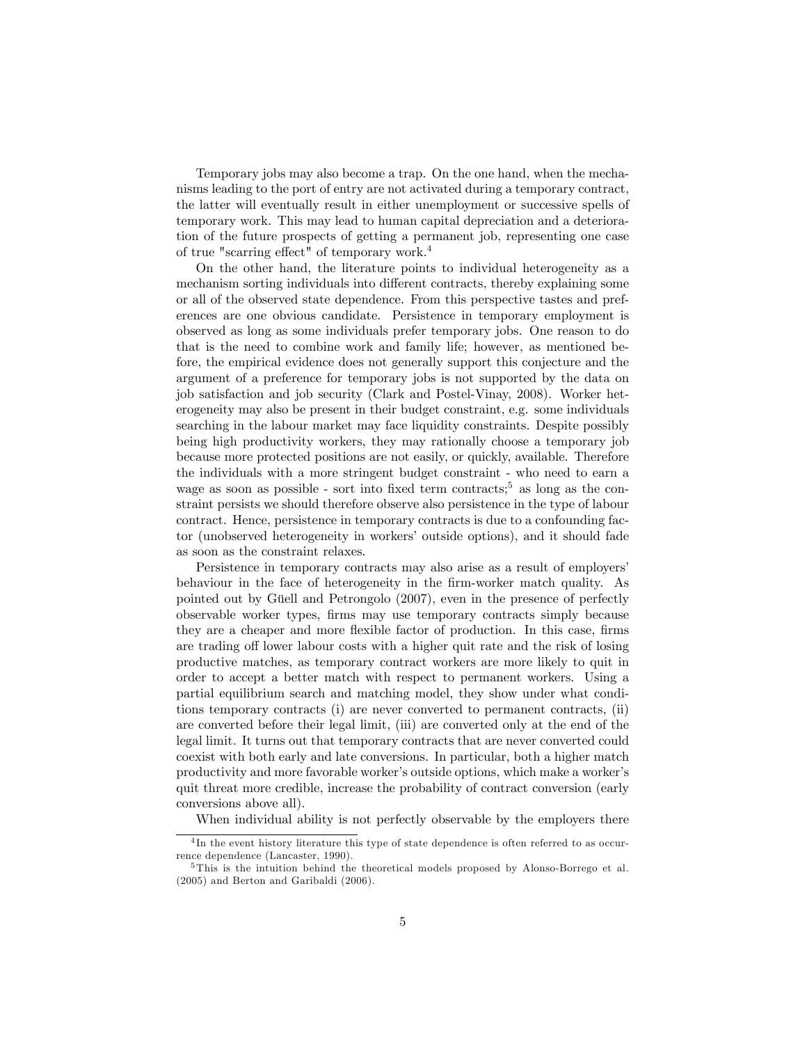Temporary jobs may also become a trap. On the one hand, when the mechanisms leading to the port of entry are not activated during a temporary contract, the latter will eventually result in either unemployment or successive spells of temporary work. This may lead to human capital depreciation and a deterioration of the future prospects of getting a permanent job, representing one case of true "scarring effect" of temporary work.[4]

On the other hand, the literature points to individual heterogeneity as a mechanism sorting individuals into different contracts, thereby explaining some or all of the observed state dependence. From this perspective tastes and preferences are one obvious candidate. Persistence in temporary employment is observed as long as some individuals prefer temporary jobs. One reason to do that is the need to combine work and family life; however, as mentioned before, the empirical evidence does not generally support this conjecture and the argument of a preference for temporary jobs is not supported by the data on job satisfaction and job security (Clark and Postel-Vinay, 2008). Worker heterogeneity may also be present in their budget constraint, e.g. some individuals searching in the labour market may face liquidity constraints. Despite possibly being high productivity workers, they may rationally choose a temporary job because more protected positions are not easily, or quickly, available. Therefore the individuals with a more stringent budget constraint - who need to earn a wage as soon as possible - sort into fixed term contracts;[5] as long as the constraint persists we should therefore observe also persistence in the type of labour contract. Hence, persistence in temporary contracts is due to a confounding factor (unobserved heterogeneity in workers' outside options), and it should fade as soon as the constraint relaxes.

Persistence in temporary contracts may also arise as a result of employers' behaviour in the face of heterogeneity in the firm-worker match quality. As pointed out by Güell and Petrongolo (2007), even in the presence of perfectly observable worker types, firms may use temporary contracts simply because they are a cheaper and more flexible factor of production. In this case, firms are trading off lower labour costs with a higher quit rate and the risk of losing productive matches, as temporary contract workers are more likely to quit in order to accept a better match with respect to permanent workers. Using a partial equilibrium search and matching model, they show under what conditions temporary contracts (i) are never converted to permanent contracts, (ii) are converted before their legal limit, (iii) are converted only at the end of the legal limit. It turns out that temporary contracts that are never converted could coexist with both early and late conversions. In particular, both a higher match productivity and more favorable worker's outside options, which make a worker's quit threat more credible, increase the probability of contract conversion (early conversions above all).

When individual ability is not perfectly observable by the employers there

[4] In the event history literature this type of state dependence is often referred to as occurrence dependence (Lancaster, 1990).

[5] This is the intuition behind the theoretical models proposed by Alonso-Borrego et al. (2005) and Berton and Garibaldi (2006).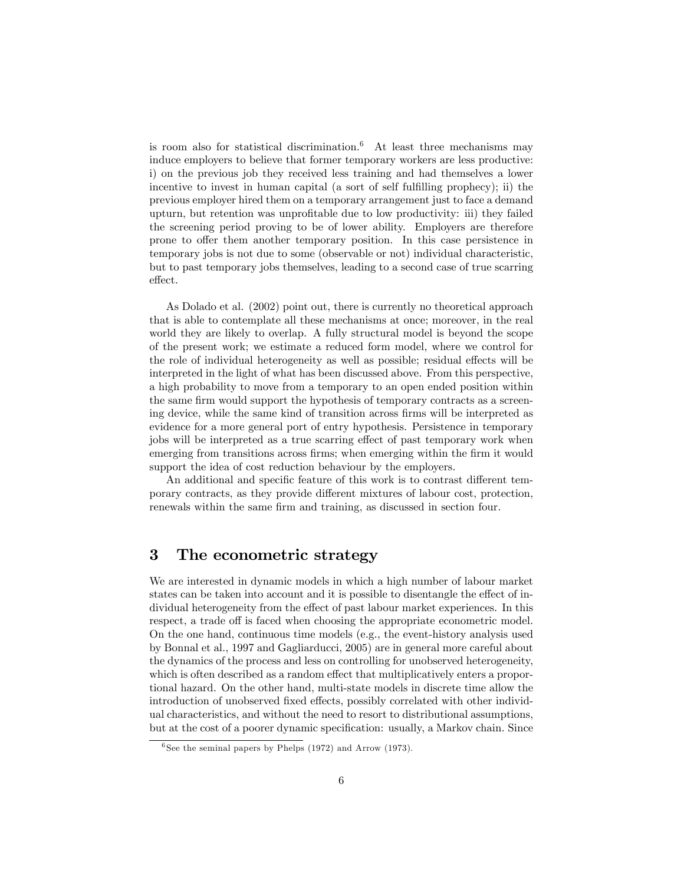is room also for statistical discrimination.[6] At least three mechanisms may induce employers to believe that former temporary workers are less productive: i) on the previous job they received less training and had themselves a lower incentive to invest in human capital (a sort of self fulfilling prophecy); ii) the previous employer hired them on a temporary arrangement just to face a demand upturn, but retention was unprofitable due to low productivity: iii) they failed the screening period proving to be of lower ability. Employers are therefore prone to offer them another temporary position. In this case persistence in temporary jobs is not due to some (observable or not) individual characteristic, but to past temporary jobs themselves, leading to a second case of true scarring effect.

As Dolado et al. (2002) point out, there is currently no theoretical approach that is able to contemplate all these mechanisms at once; moreover, in the real world they are likely to overlap. A fully structural model is beyond the scope of the present work; we estimate a reduced form model, where we control for the role of individual heterogeneity as well as possible; residual effects will be interpreted in the light of what has been discussed above. From this perspective, a high probability to move from a temporary to an open ended position within the same firm would support the hypothesis of temporary contracts as a screening device, while the same kind of transition across firms will be interpreted as evidence for a more general port of entry hypothesis. Persistence in temporary jobs will be interpreted as a true scarring effect of past temporary work when emerging from transitions across firms; when emerging within the firm it would support the idea of cost reduction behaviour by the employers.

An additional and specific feature of this work is to contrast different temporary contracts, as they provide different mixtures of labour cost, protection, renewals within the same firm and training, as discussed in section four.

# 3 The econometric strategy

We are interested in dynamic models in which a high number of labour market states can be taken into account and it is possible to disentangle the effect of individual heterogeneity from the effect of past labour market experiences. In this respect, a trade off is faced when choosing the appropriate econometric model. On the one hand, continuous time models (e.g., the event-history analysis used by Bonnal et al., 1997 and Gagliarducci, 2005) are in general more careful about the dynamics of the process and less on controlling for unobserved heterogeneity, which is often described as a random effect that multiplicatively enters a proportional hazard. On the other hand, multi-state models in discrete time allow the introduction of unobserved fixed effects, possibly correlated with other individual characteristics, and without the need to resort to distributional assumptions, but at the cost of a poorer dynamic specification: usually, a Markov chain. Since

[6] See the seminal papers by Phelps (1972) and Arrow (1973).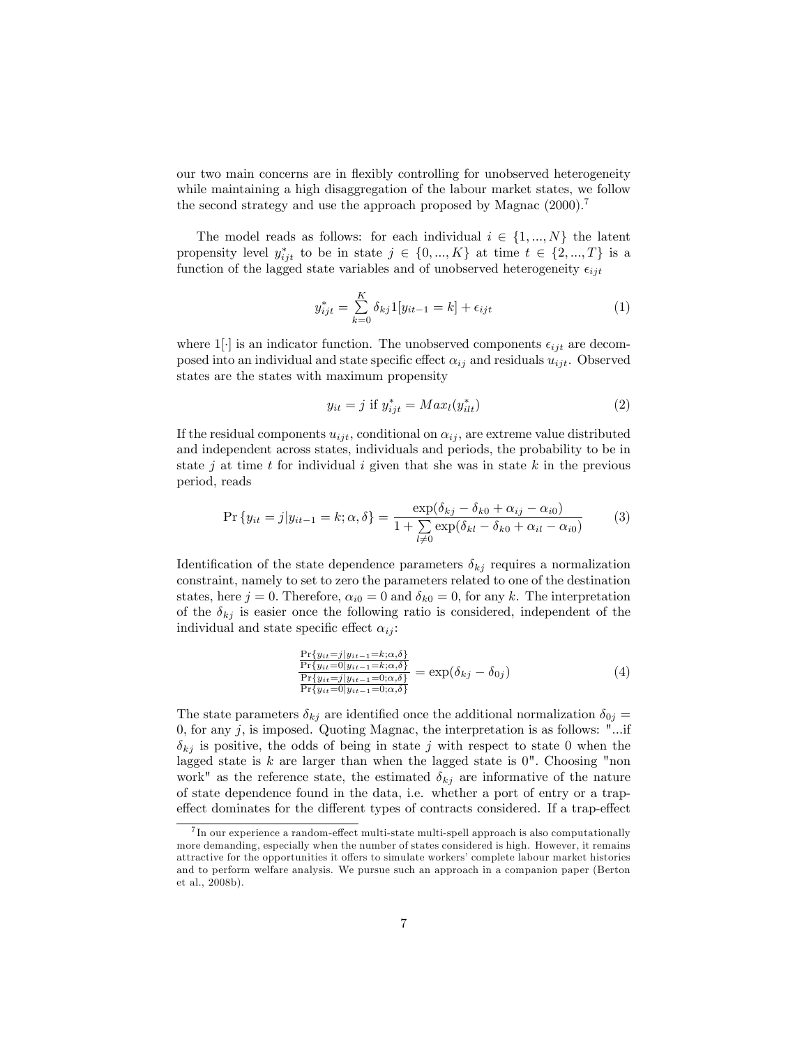our two main concerns are in flexibly controlling for unobserved heterogeneity while maintaining a high disaggregation of the labour market states, we follow the second strategy and use the approach proposed by Magnac (2000).[7]

The model reads as follows: for each individual $i \in \{1, ..., N\}$ the latent propensity level $y^*_{ijt}$ to be in state $j \in \{0, ..., K\}$ at time $t \in \{2, ..., T\}$ is a function of the lagged state variables and of unobserved heterogeneity $\epsilon_{ijt}$

$$y^*_{ijt} = \sum_{k=0}^{K} \delta_{kj} 1[y_{it-1} = k] + \epsilon_{ijt} \tag{1}$$

where $1[\cdot]$ is an indicator function. The unobserved components $\epsilon_{ijt}$ are decomposed into an individual and state specific effect $\alpha_{ij}$ and residuals $u_{ijt}$. Observed states are the states with maximum propensity

$$y_{it} = j \text{ if } y^*_{ijt} = Max_l(y^*_{ilt}) \tag{2}$$

If the residual components $u_{ijt}$, conditional on $\alpha_{ij}$, are extreme value distributed and independent across states, individuals and periods, the probability to be in state $j$ at time $t$ for individual $i$ given that she was in state $k$ in the previous period, reads

$$\Pr\{y_{it} = j | y_{it-1} = k; \alpha, \delta\} = \frac{\exp(\delta_{kj} - \delta_{k0} + \alpha_{ij} - \alpha_{i0})}{1 + \sum\limits_{l \neq 0} \exp(\delta_{kl} - \delta_{k0} + \alpha_{il} - \alpha_{i0})} \tag{3}$$

Identification of the state dependence parameters $\delta_{kj}$ requires a normalization constraint, namely to set to zero the parameters related to one of the destination states, here $j = 0$. Therefore, $\alpha_{i0} = 0$ and $\delta_{k0} = 0$, for any $k$. The interpretation of the $\delta_{kj}$ is easier once the following ratio is considered, independent of the individual and state specific effect $\alpha_{ij}$:

$$\frac{\frac{\Pr\{y_{it}=j|y_{it-1}=k;\alpha,\delta\}}{\Pr\{y_{it}=0|y_{it-1}=k;\alpha,\delta\}}}{\frac{\Pr\{y_{it}=j|y_{it-1}=0;\alpha,\delta\}}{\Pr\{y_{it}=0|y_{it-1}=0;\alpha,\delta\}}} = \exp(\delta_{kj} - \delta_{0j}) \tag{4}$$

The state parameters $\delta_{kj}$ are identified once the additional normalization $\delta_{0j} = 0$, for any $j$, is imposed. Quoting Magnac, the interpretation is as follows: "...if $\delta_{kj}$ is positive, the odds of being in state $j$ with respect to state 0 when the lagged state is $k$ are larger than when the lagged state is 0". Choosing "non work" as the reference state, the estimated $\delta_{kj}$ are informative of the nature of state dependence found in the data, i.e. whether a port of entry or a trap-effect dominates for the different types of contracts considered. If a trap-effect

[7] In our experience a random-effect multi-state multi-spell approach is also computationally more demanding, especially when the number of states considered is high. However, it remains attractive for the opportunities it offers to simulate workers' complete labour market histories and to perform welfare analysis. We pursue such an approach in a companion paper (Berton et al., 2008b).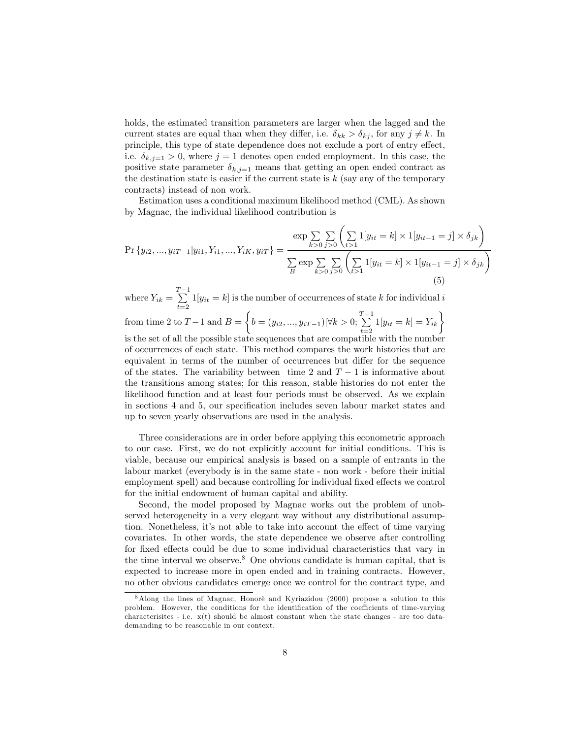holds, the estimated transition parameters are larger when the lagged and the current states are equal than when they differ, i.e. $\delta_{kk} > \delta_{kj}$, for any $j \neq k$. In principle, this type of state dependence does not exclude a port of entry effect, i.e. $\delta_{k,j=1} > 0$, where $j = 1$ denotes open ended employment. In this case, the positive state parameter $\delta_{k,j=1}$ means that getting an open ended contract as the destination state is easier if the current state is $k$ (say any of the temporary contracts) instead of non work.

Estimation uses a conditional maximum likelihood method (CML). As shown by Magnac, the individual likelihood contribution is

$$\Pr\{y_{i2},...,y_{iT-1}|y_{i1},Y_{i1},...,Y_{iK},y_{iT}\} = \frac{\exp \sum\limits_{k>0}\sum\limits_{j>0}\left(\sum\limits_{t>1} 1[y_{it}=k]\times 1[y_{it-1}=j]\times\delta_{jk}\right)}{\sum\limits_{B}\exp \sum\limits_{k>0}\sum\limits_{j>0}\left(\sum\limits_{t>1} 1[y_{it}=k]\times 1[y_{it-1}=j]\times\delta_{jk}\right)} \tag{5}$$

where $Y_{ik} = \sum\limits_{t=2}^{T-1} 1[y_{it} = k]$ is the number of occurrences of state $k$ for individual $i$ from time 2 to $T-1$ and $B = \left\{ b = (y_{i2},...,y_{iT-1}) | \forall k > 0; \sum\limits_{t=2}^{T-1} 1[y_{it} = k] = Y_{ik} \right\}$ is the set of all the possible state sequences that are compatible with the number of occurrences of each state. This method compares the work histories that are equivalent in terms of the number of occurrences but differ for the sequence of the states. The variability between time 2 and $T-1$ is informative about the transitions among states; for this reason, stable histories do not enter the likelihood function and at least four periods must be observed. As we explain in sections 4 and 5, our specification includes seven labour market states and up to seven yearly observations are used in the analysis.

Three considerations are in order before applying this econometric approach to our case. First, we do not explicitly account for initial conditions. This is viable, because our empirical analysis is based on a sample of entrants in the labour market (everybody is in the same state - non work - before their initial employment spell) and because controlling for individual fixed effects we control for the initial endowment of human capital and ability.

Second, the model proposed by Magnac works out the problem of unobserved heterogeneity in a very elegant way without any distributional assumption. Nonetheless, it's not able to take into account the effect of time varying covariates. In other words, the state dependence we observe after controlling for fixed effects could be due to some individual characteristics that vary in the time interval we observe.[8] One obvious candidate is human capital, that is expected to increase more in open ended and in training contracts. However, no other obvious candidates emerge once we control for the contract type, and

[8] Along the lines of Magnac, Honorè and Kyriazidou (2000) propose a solution to this problem. However, the conditions for the identification of the coefficients of time-varying characterisitcs - i.e. x(t) should be almost constant when the state changes - are too data-demanding to be reasonable in our context.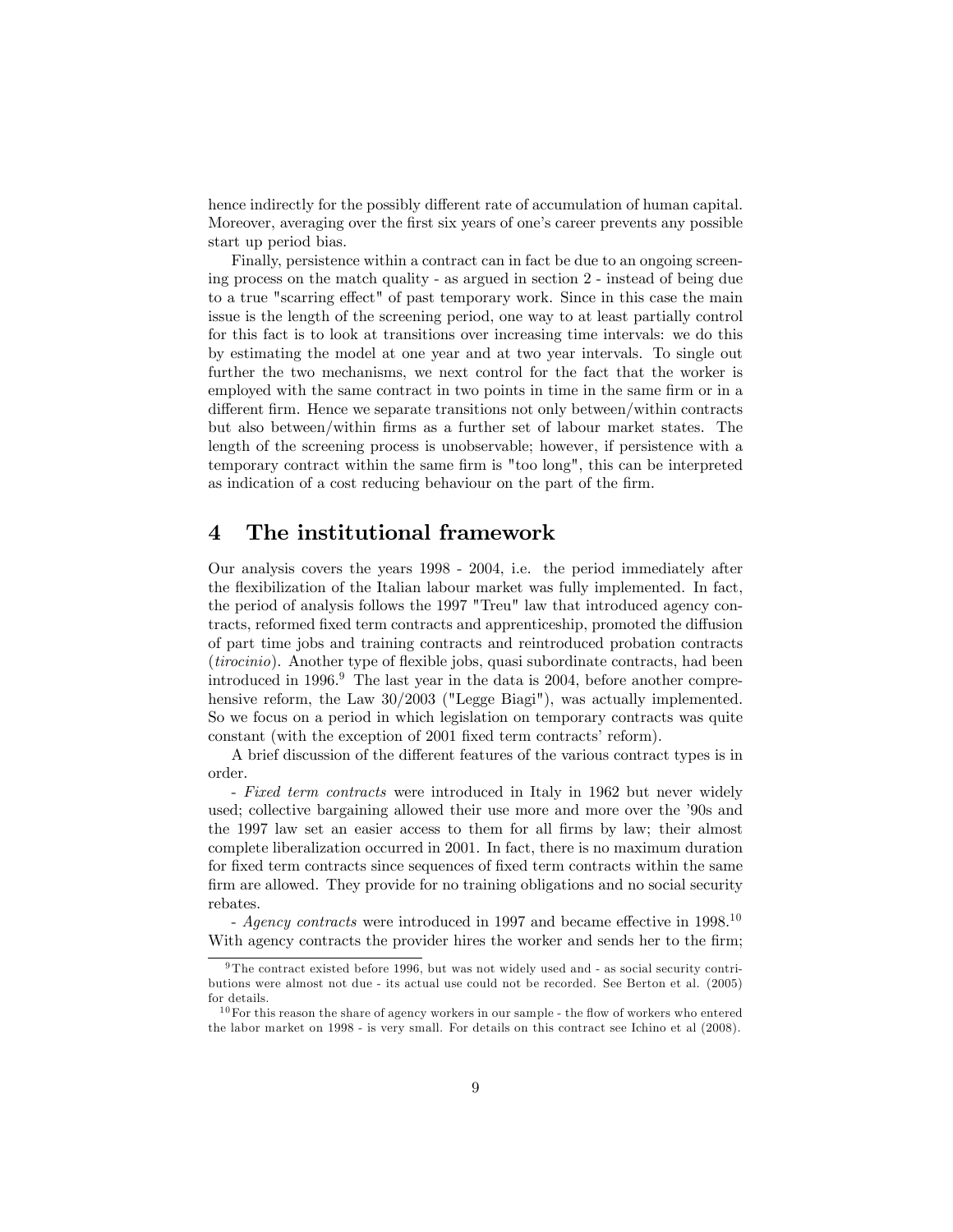hence indirectly for the possibly different rate of accumulation of human capital. Moreover, averaging over the first six years of one's career prevents any possible start up period bias.

Finally, persistence within a contract can in fact be due to an ongoing screening process on the match quality - as argued in section 2 - instead of being due to a true "scarring effect" of past temporary work. Since in this case the main issue is the length of the screening period, one way to at least partially control for this fact is to look at transitions over increasing time intervals: we do this by estimating the model at one year and at two year intervals. To single out further the two mechanisms, we next control for the fact that the worker is employed with the same contract in two points in time in the same firm or in a different firm. Hence we separate transitions not only between/within contracts but also between/within firms as a further set of labour market states. The length of the screening process is unobservable; however, if persistence with a temporary contract within the same firm is "too long", this can be interpreted as indication of a cost reducing behaviour on the part of the firm.

## 4 The institutional framework

Our analysis covers the years 1998 - 2004, i.e. the period immediately after the flexibilization of the Italian labour market was fully implemented. In fact, the period of analysis follows the 1997 "Treu" law that introduced agency contracts, reformed fixed term contracts and apprenticeship, promoted the diffusion of part time jobs and training contracts and reintroduced probation contracts (*tirocinio*). Another type of flexible jobs, quasi subordinate contracts, had been introduced in 1996.[9] The last year in the data is 2004, before another comprehensive reform, the Law 30/2003 ("Legge Biagi"), was actually implemented. So we focus on a period in which legislation on temporary contracts was quite constant (with the exception of 2001 fixed term contracts' reform).

A brief discussion of the different features of the various contract types is in order.

- *Fixed term contracts* were introduced in Italy in 1962 but never widely used; collective bargaining allowed their use more and more over the '90s and the 1997 law set an easier access to them for all firms by law; their almost complete liberalization occurred in 2001. In fact, there is no maximum duration for fixed term contracts since sequences of fixed term contracts within the same firm are allowed. They provide for no training obligations and no social security rebates.

- *Agency contracts* were introduced in 1997 and became effective in 1998.[10] With agency contracts the provider hires the worker and sends her to the firm;

[9] The contract existed before 1996, but was not widely used and - as social security contributions were almost not due - its actual use could not be recorded. See Berton et al. (2005) for details.

[10] For this reason the share of agency workers in our sample - the flow of workers who entered the labor market on 1998 - is very small. For details on this contract see Ichino et al (2008).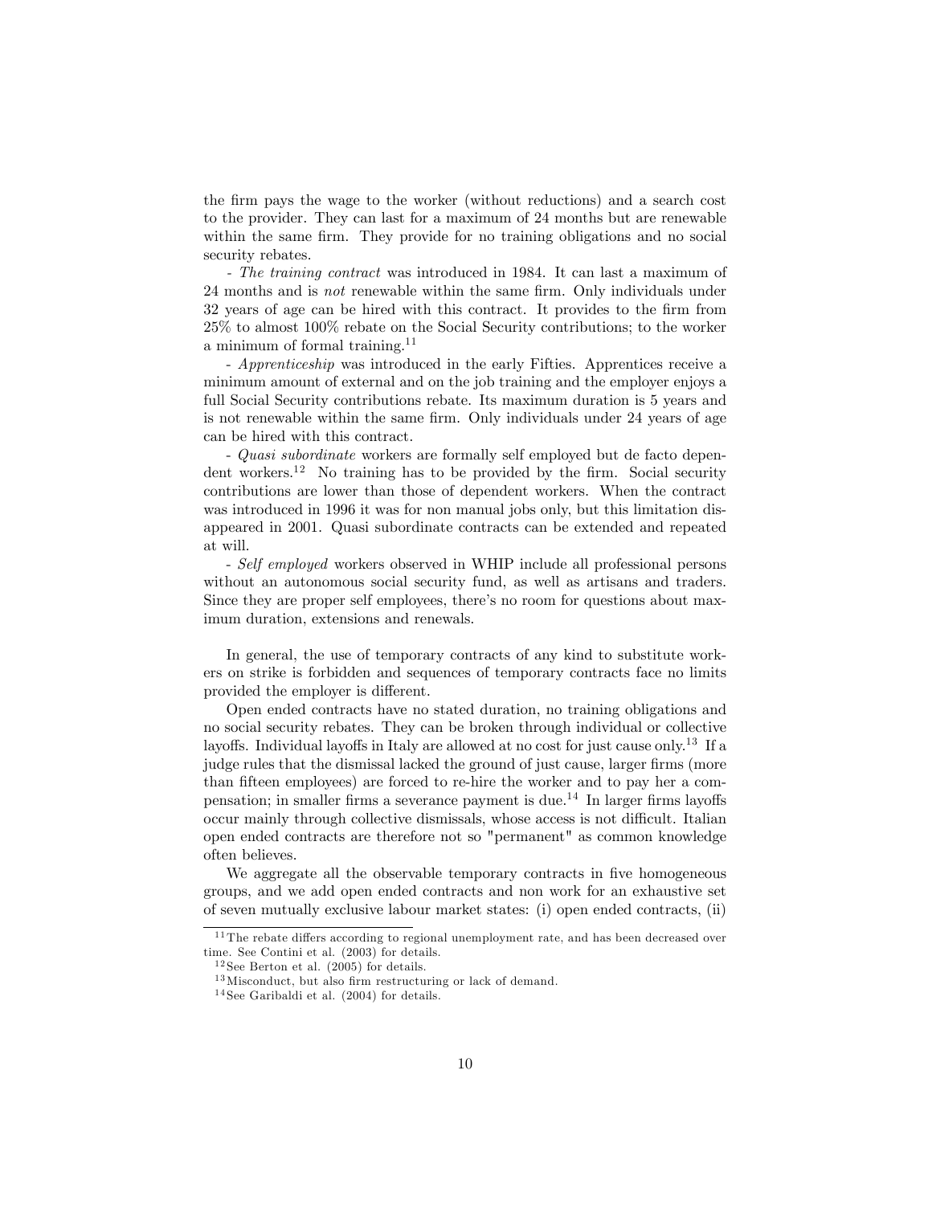the firm pays the wage to the worker (without reductions) and a search cost to the provider. They can last for a maximum of 24 months but are renewable within the same firm. They provide for no training obligations and no social security rebates.

- *The training contract* was introduced in 1984. It can last a maximum of 24 months and is *not* renewable within the same firm. Only individuals under 32 years of age can be hired with this contract. It provides to the firm from 25% to almost 100% rebate on the Social Security contributions; to the worker a minimum of formal training.[11]

- *Apprenticeship* was introduced in the early Fifties. Apprentices receive a minimum amount of external and on the job training and the employer enjoys a full Social Security contributions rebate. Its maximum duration is 5 years and is not renewable within the same firm. Only individuals under 24 years of age can be hired with this contract.

- *Quasi subordinate* workers are formally self employed but de facto dependent workers.[12] No training has to be provided by the firm. Social security contributions are lower than those of dependent workers. When the contract was introduced in 1996 it was for non manual jobs only, but this limitation disappeared in 2001. Quasi subordinate contracts can be extended and repeated at will.

- *Self employed* workers observed in WHIP include all professional persons without an autonomous social security fund, as well as artisans and traders. Since they are proper self employees, there's no room for questions about maximum duration, extensions and renewals.

In general, the use of temporary contracts of any kind to substitute workers on strike is forbidden and sequences of temporary contracts face no limits provided the employer is different.

Open ended contracts have no stated duration, no training obligations and no social security rebates. They can be broken through individual or collective layoffs. Individual layoffs in Italy are allowed at no cost for just cause only.[13] If a judge rules that the dismissal lacked the ground of just cause, larger firms (more than fifteen employees) are forced to re-hire the worker and to pay her a compensation; in smaller firms a severance payment is due.[14] In larger firms layoffs occur mainly through collective dismissals, whose access is not difficult. Italian open ended contracts are therefore not so "permanent" as common knowledge often believes.

We aggregate all the observable temporary contracts in five homogeneous groups, and we add open ended contracts and non work for an exhaustive set of seven mutually exclusive labour market states: (i) open ended contracts, (ii)

[11] The rebate differs according to regional unemployment rate, and has been decreased over time. See Contini et al. (2003) for details.

[12] See Berton et al. (2005) for details.

[13] Misconduct, but also firm restructuring or lack of demand.

[14] See Garibaldi et al. (2004) for details.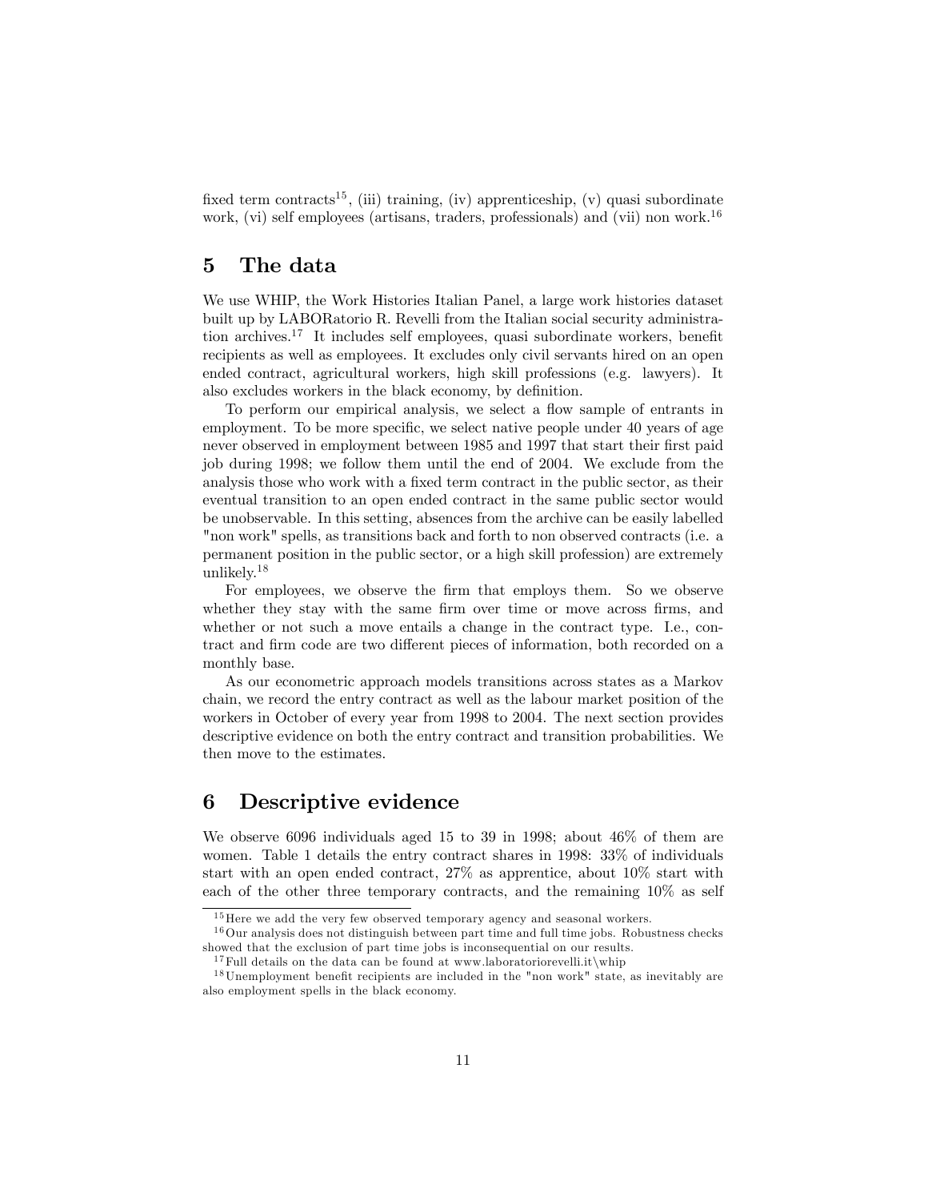fixed term contracts[15], (iii) training, (iv) apprenticeship, (v) quasi subordinate work, (vi) self employees (artisans, traders, professionals) and (vii) non work.[16]

## 5 The data

We use WHIP, the Work Histories Italian Panel, a large work histories dataset built up by LABORatorio R. Revelli from the Italian social security administration archives.[17] It includes self employees, quasi subordinate workers, benefit recipients as well as employees. It excludes only civil servants hired on an open ended contract, agricultural workers, high skill professions (e.g. lawyers). It also excludes workers in the black economy, by definition.

To perform our empirical analysis, we select a flow sample of entrants in employment. To be more specific, we select native people under 40 years of age never observed in employment between 1985 and 1997 that start their first paid job during 1998; we follow them until the end of 2004. We exclude from the analysis those who work with a fixed term contract in the public sector, as their eventual transition to an open ended contract in the same public sector would be unobservable. In this setting, absences from the archive can be easily labelled "non work" spells, as transitions back and forth to non observed contracts (i.e. a permanent position in the public sector, or a high skill profession) are extremely unlikely.[18]

For employees, we observe the firm that employs them. So we observe whether they stay with the same firm over time or move across firms, and whether or not such a move entails a change in the contract type. I.e., contract and firm code are two different pieces of information, both recorded on a monthly base.

As our econometric approach models transitions across states as a Markov chain, we record the entry contract as well as the labour market position of the workers in October of every year from 1998 to 2004. The next section provides descriptive evidence on both the entry contract and transition probabilities. We then move to the estimates.

## 6 Descriptive evidence

We observe 6096 individuals aged 15 to 39 in 1998; about 46% of them are women. Table 1 details the entry contract shares in 1998: 33% of individuals start with an open ended contract, 27% as apprentice, about 10% start with each of the other three temporary contracts, and the remaining 10% as self

---

[15] Here we add the very few observed temporary agency and seasonal workers.

[16] Our analysis does not distinguish between part time and full time jobs. Robustness checks showed that the exclusion of part time jobs is inconsequential on our results.

[17] Full details on the data can be found at www.laboratoriorevelli.it\whip

[18] Unemployment benefit recipients are included in the "non work" state, as inevitably are also employment spells in the black economy.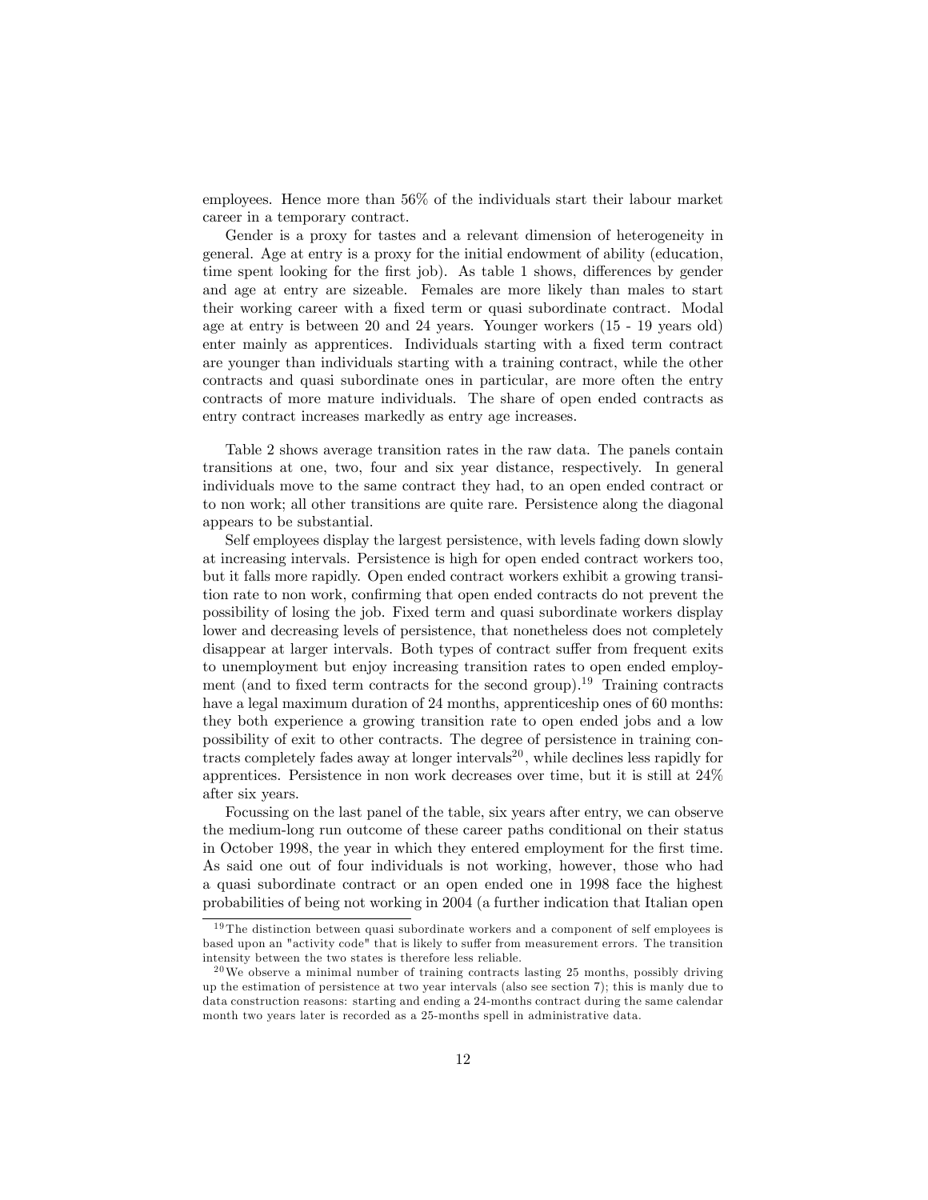employees. Hence more than 56% of the individuals start their labour market career in a temporary contract.

Gender is a proxy for tastes and a relevant dimension of heterogeneity in general. Age at entry is a proxy for the initial endowment of ability (education, time spent looking for the first job). As table 1 shows, differences by gender and age at entry are sizeable. Females are more likely than males to start their working career with a fixed term or quasi subordinate contract. Modal age at entry is between 20 and 24 years. Younger workers (15 - 19 years old) enter mainly as apprentices. Individuals starting with a fixed term contract are younger than individuals starting with a training contract, while the other contracts and quasi subordinate ones in particular, are more often the entry contracts of more mature individuals. The share of open ended contracts as entry contract increases markedly as entry age increases.

Table 2 shows average transition rates in the raw data. The panels contain transitions at one, two, four and six year distance, respectively. In general individuals move to the same contract they had, to an open ended contract or to non work; all other transitions are quite rare. Persistence along the diagonal appears to be substantial.

Self employees display the largest persistence, with levels fading down slowly at increasing intervals. Persistence is high for open ended contract workers too, but it falls more rapidly. Open ended contract workers exhibit a growing transition rate to non work, confirming that open ended contracts do not prevent the possibility of losing the job. Fixed term and quasi subordinate workers display lower and decreasing levels of persistence, that nonetheless does not completely disappear at larger intervals. Both types of contract suffer from frequent exits to unemployment but enjoy increasing transition rates to open ended employment (and to fixed term contracts for the second group).[19] Training contracts have a legal maximum duration of 24 months, apprenticeship ones of 60 months: they both experience a growing transition rate to open ended jobs and a low possibility of exit to other contracts. The degree of persistence in training contracts completely fades away at longer intervals[20], while declines less rapidly for apprentices. Persistence in non work decreases over time, but it is still at 24% after six years.

Focussing on the last panel of the table, six years after entry, we can observe the medium-long run outcome of these career paths conditional on their status in October 1998, the year in which they entered employment for the first time. As said one out of four individuals is not working, however, those who had a quasi subordinate contract or an open ended one in 1998 face the highest probabilities of being not working in 2004 (a further indication that Italian open

[19] The distinction between quasi subordinate workers and a component of self employees is based upon an "activity code" that is likely to suffer from measurement errors. The transition intensity between the two states is therefore less reliable.

[20] We observe a minimal number of training contracts lasting 25 months, possibly driving up the estimation of persistence at two year intervals (also see section 7); this is manly due to data construction reasons: starting and ending a 24-months contract during the same calendar month two years later is recorded as a 25-months spell in administrative data.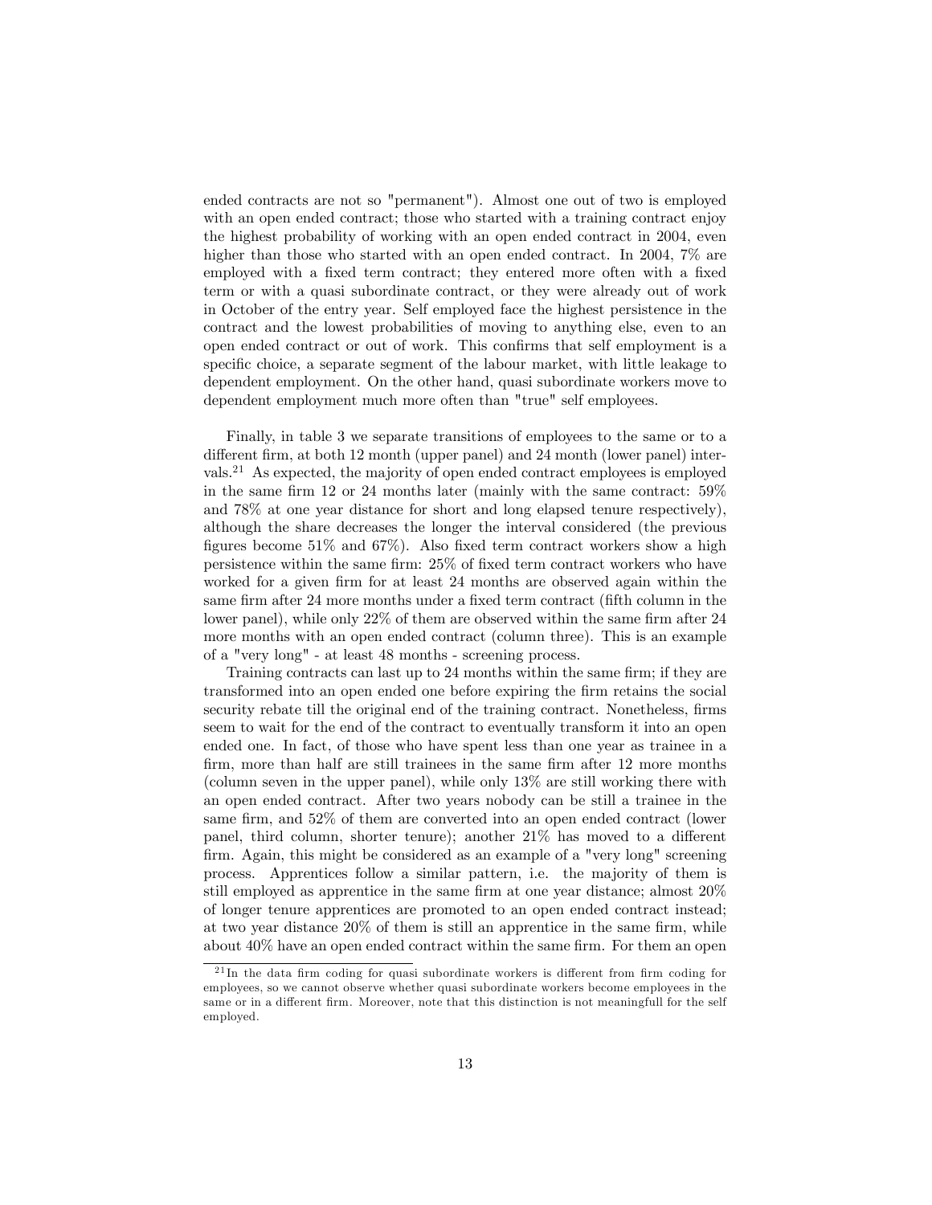ended contracts are not so "permanent"). Almost one out of two is employed with an open ended contract; those who started with a training contract enjoy the highest probability of working with an open ended contract in 2004, even higher than those who started with an open ended contract. In 2004, 7% are employed with a fixed term contract; they entered more often with a fixed term or with a quasi subordinate contract, or they were already out of work in October of the entry year. Self employed face the highest persistence in the contract and the lowest probabilities of moving to anything else, even to an open ended contract or out of work. This confirms that self employment is a specific choice, a separate segment of the labour market, with little leakage to dependent employment. On the other hand, quasi subordinate workers move to dependent employment much more often than "true" self employees.

Finally, in table 3 we separate transitions of employees to the same or to a different firm, at both 12 month (upper panel) and 24 month (lower panel) intervals.[21] As expected, the majority of open ended contract employees is employed in the same firm 12 or 24 months later (mainly with the same contract: 59% and 78% at one year distance for short and long elapsed tenure respectively), although the share decreases the longer the interval considered (the previous figures become 51% and 67%). Also fixed term contract workers show a high persistence within the same firm: 25% of fixed term contract workers who have worked for a given firm for at least 24 months are observed again within the same firm after 24 more months under a fixed term contract (fifth column in the lower panel), while only 22% of them are observed within the same firm after 24 more months with an open ended contract (column three). This is an example of a "very long" - at least 48 months - screening process.

Training contracts can last up to 24 months within the same firm; if they are transformed into an open ended one before expiring the firm retains the social security rebate till the original end of the training contract. Nonetheless, firms seem to wait for the end of the contract to eventually transform it into an open ended one. In fact, of those who have spent less than one year as trainee in a firm, more than half are still trainees in the same firm after 12 more months (column seven in the upper panel), while only 13% are still working there with an open ended contract. After two years nobody can be still a trainee in the same firm, and 52% of them are converted into an open ended contract (lower panel, third column, shorter tenure); another 21% has moved to a different firm. Again, this might be considered as an example of a "very long" screening process. Apprentices follow a similar pattern, i.e. the majority of them is still employed as apprentice in the same firm at one year distance; almost 20% of longer tenure apprentices are promoted to an open ended contract instead; at two year distance 20% of them is still an apprentice in the same firm, while about 40% have an open ended contract within the same firm. For them an open

[21] In the data firm coding for quasi subordinate workers is different from firm coding for employees, so we cannot observe whether quasi subordinate workers become employees in the same or in a different firm. Moreover, note that this distinction is not meaningfull for the self employed.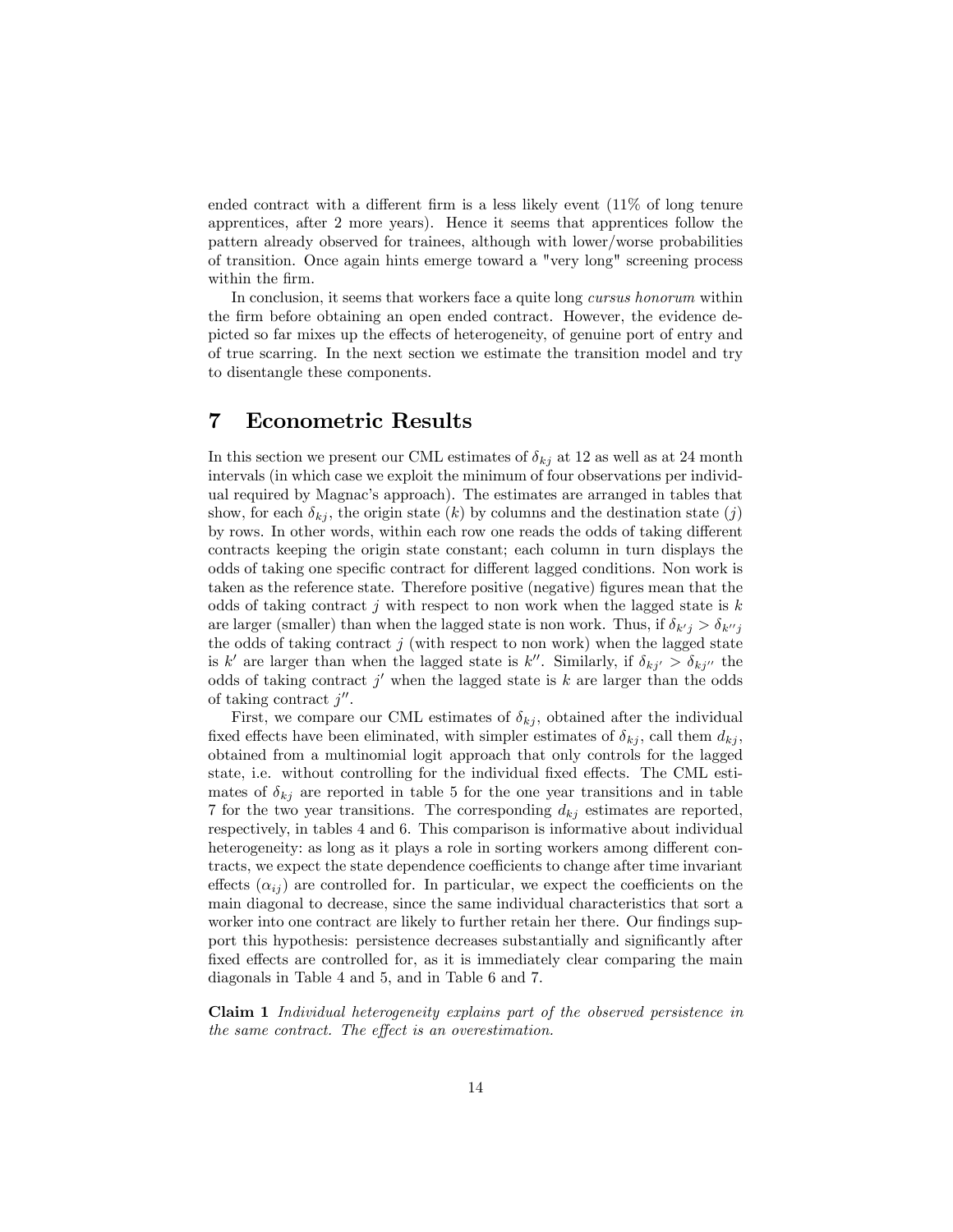ended contract with a different firm is a less likely event (11% of long tenure apprentices, after 2 more years). Hence it seems that apprentices follow the pattern already observed for trainees, although with lower/worse probabilities of transition. Once again hints emerge toward a "very long" screening process within the firm.

In conclusion, it seems that workers face a quite long *cursus honorum* within the firm before obtaining an open ended contract. However, the evidence depicted so far mixes up the effects of heterogeneity, of genuine port of entry and of true scarring. In the next section we estimate the transition model and try to disentangle these components.

# 7 Econometric Results

In this section we present our CML estimates of $\delta_{kj}$ at 12 as well as at 24 month intervals (in which case we exploit the minimum of four observations per individual required by Magnac's approach). The estimates are arranged in tables that show, for each $\delta_{kj}$, the origin state ($k$) by columns and the destination state ($j$) by rows. In other words, within each row one reads the odds of taking different contracts keeping the origin state constant; each column in turn displays the odds of taking one specific contract for different lagged conditions. Non work is taken as the reference state. Therefore positive (negative) figures mean that the odds of taking contract $j$ with respect to non work when the lagged state is $k$ are larger (smaller) than when the lagged state is non work. Thus, if $\delta_{k'j} > \delta_{k''j}$ the odds of taking contract $j$ (with respect to non work) when the lagged state is $k'$ are larger than when the lagged state is $k''$. Similarly, if $\delta_{kj'} > \delta_{kj''}$ the odds of taking contract $j'$ when the lagged state is $k$ are larger than the odds of taking contract $j''$.

First, we compare our CML estimates of $\delta_{kj}$, obtained after the individual fixed effects have been eliminated, with simpler estimates of $\delta_{kj}$, call them $d_{kj}$, obtained from a multinomial logit approach that only controls for the lagged state, i.e. without controlling for the individual fixed effects. The CML estimates of $\delta_{kj}$ are reported in table 5 for the one year transitions and in table 7 for the two year transitions. The corresponding $d_{kj}$ estimates are reported, respectively, in tables 4 and 6. This comparison is informative about individual heterogeneity: as long as it plays a role in sorting workers among different contracts, we expect the state dependence coefficients to change after time invariant effects ($\alpha_{ij}$) are controlled for. In particular, we expect the coefficients on the main diagonal to decrease, since the same individual characteristics that sort a worker into one contract are likely to further retain her there. Our findings support this hypothesis: persistence decreases substantially and significantly after fixed effects are controlled for, as it is immediately clear comparing the main diagonals in Table 4 and 5, and in Table 6 and 7.

**Claim 1** *Individual heterogeneity explains part of the observed persistence in the same contract. The effect is an overestimation.*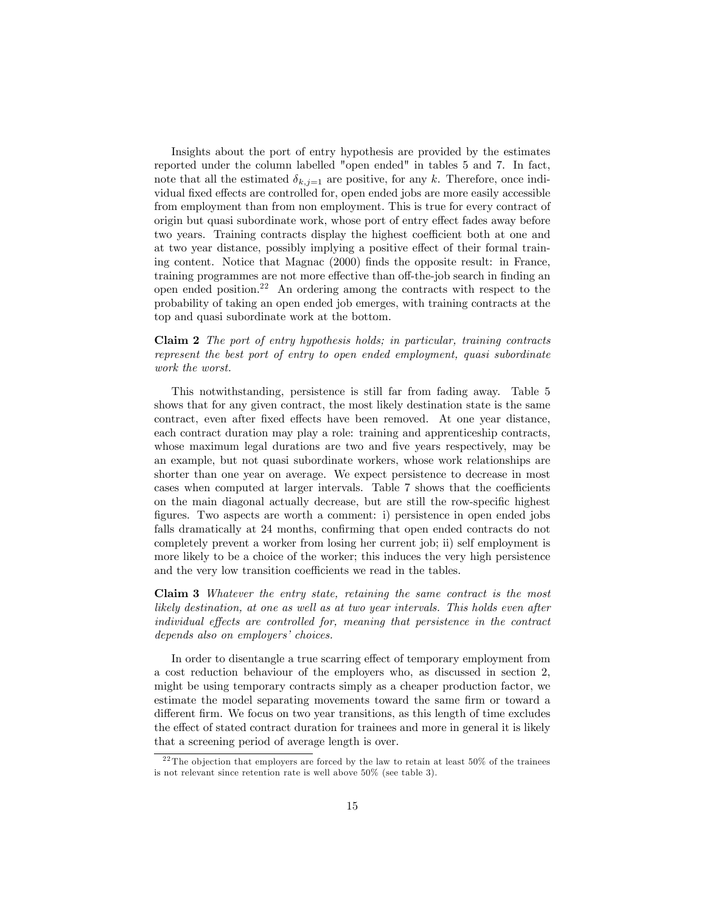Insights about the port of entry hypothesis are provided by the estimates reported under the column labelled "open ended" in tables 5 and 7. In fact, note that all the estimated $\delta_{k,j=1}$ are positive, for any $k$. Therefore, once individual fixed effects are controlled for, open ended jobs are more easily accessible from employment than from non employment. This is true for every contract of origin but quasi subordinate work, whose port of entry effect fades away before two years. Training contracts display the highest coefficient both at one and at two year distance, possibly implying a positive effect of their formal training content. Notice that Magnac (2000) finds the opposite result: in France, training programmes are not more effective than off-the-job search in finding an open ended position.[22] An ordering among the contracts with respect to the probability of taking an open ended job emerges, with training contracts at the top and quasi subordinate work at the bottom.

**Claim 2** *The port of entry hypothesis holds; in particular, training contracts represent the best port of entry to open ended employment, quasi subordinate work the worst.*

This notwithstanding, persistence is still far from fading away. Table 5 shows that for any given contract, the most likely destination state is the same contract, even after fixed effects have been removed. At one year distance, each contract duration may play a role: training and apprenticeship contracts, whose maximum legal durations are two and five years respectively, may be an example, but not quasi subordinate workers, whose work relationships are shorter than one year on average. We expect persistence to decrease in most cases when computed at larger intervals. Table 7 shows that the coefficients on the main diagonal actually decrease, but are still the row-specific highest figures. Two aspects are worth a comment: i) persistence in open ended jobs falls dramatically at 24 months, confirming that open ended contracts do not completely prevent a worker from losing her current job; ii) self employment is more likely to be a choice of the worker; this induces the very high persistence and the very low transition coefficients we read in the tables.

**Claim 3** *Whatever the entry state, retaining the same contract is the most likely destination, at one as well as at two year intervals. This holds even after individual effects are controlled for, meaning that persistence in the contract depends also on employers' choices.*

In order to disentangle a true scarring effect of temporary employment from a cost reduction behaviour of the employers who, as discussed in section 2, might be using temporary contracts simply as a cheaper production factor, we estimate the model separating movements toward the same firm or toward a different firm. We focus on two year transitions, as this length of time excludes the effect of stated contract duration for trainees and more in general it is likely that a screening period of average length is over.

[22] The objection that employers are forced by the law to retain at least 50% of the trainees is not relevant since retention rate is well above 50% (see table 3).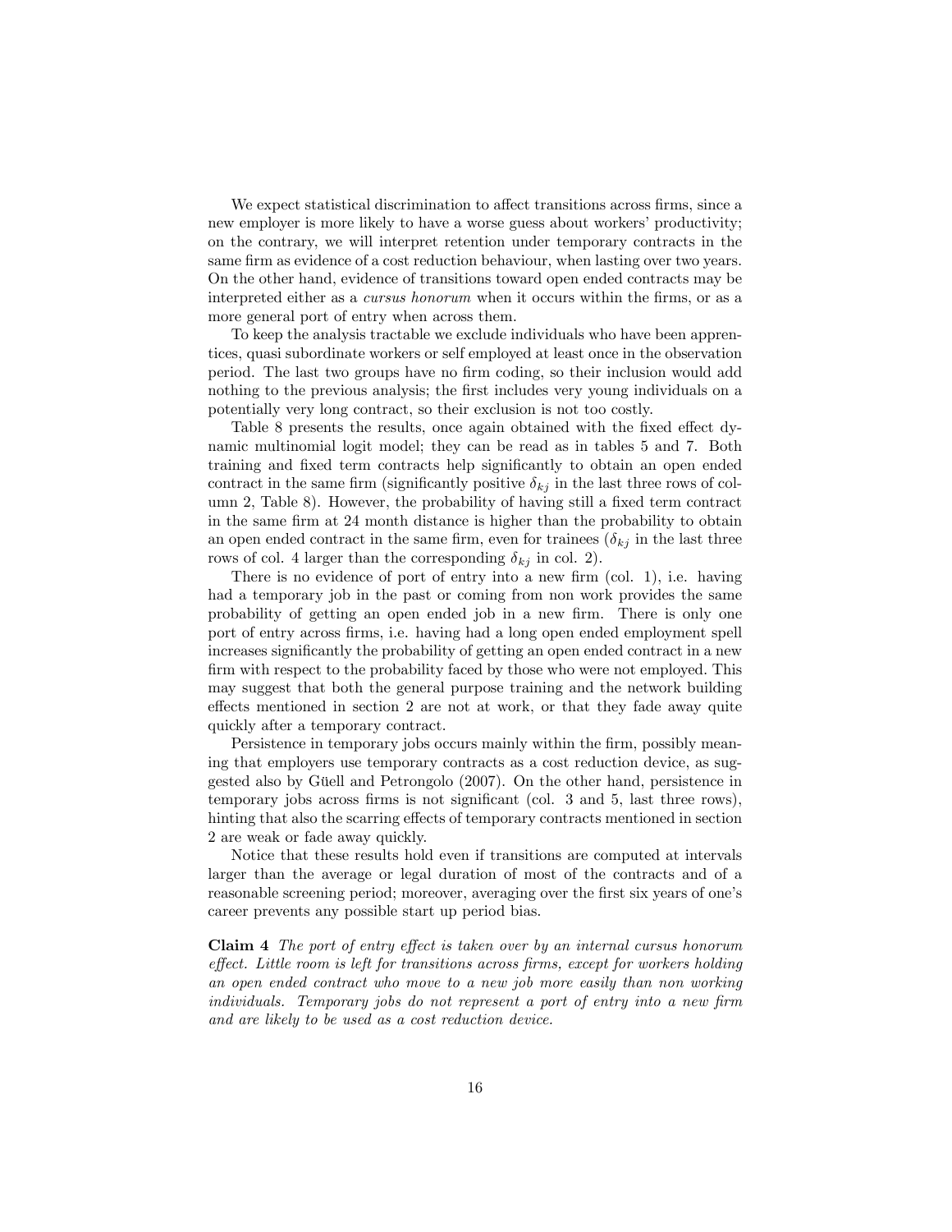We expect statistical discrimination to affect transitions across firms, since a new employer is more likely to have a worse guess about workers' productivity; on the contrary, we will interpret retention under temporary contracts in the same firm as evidence of a cost reduction behaviour, when lasting over two years. On the other hand, evidence of transitions toward open ended contracts may be interpreted either as a *cursus honorum* when it occurs within the firms, or as a more general port of entry when across them.

To keep the analysis tractable we exclude individuals who have been apprentices, quasi subordinate workers or self employed at least once in the observation period. The last two groups have no firm coding, so their inclusion would add nothing to the previous analysis; the first includes very young individuals on a potentially very long contract, so their exclusion is not too costly.

Table 8 presents the results, once again obtained with the fixed effect dynamic multinomial logit model; they can be read as in tables 5 and 7. Both training and fixed term contracts help significantly to obtain an open ended contract in the same firm (significantly positive $\delta_{kj}$ in the last three rows of column 2, Table 8). However, the probability of having still a fixed term contract in the same firm at 24 month distance is higher than the probability to obtain an open ended contract in the same firm, even for trainees ($\delta_{kj}$ in the last three rows of col. 4 larger than the corresponding $\delta_{kj}$ in col. 2).

There is no evidence of port of entry into a new firm (col. 1), i.e. having had a temporary job in the past or coming from non work provides the same probability of getting an open ended job in a new firm. There is only one port of entry across firms, i.e. having had a long open ended employment spell increases significantly the probability of getting an open ended contract in a new firm with respect to the probability faced by those who were not employed. This may suggest that both the general purpose training and the network building effects mentioned in section 2 are not at work, or that they fade away quite quickly after a temporary contract.

Persistence in temporary jobs occurs mainly within the firm, possibly meaning that employers use temporary contracts as a cost reduction device, as suggested also by Güell and Petrongolo (2007). On the other hand, persistence in temporary jobs across firms is not significant (col. 3 and 5, last three rows), hinting that also the scarring effects of temporary contracts mentioned in section 2 are weak or fade away quickly.

Notice that these results hold even if transitions are computed at intervals larger than the average or legal duration of most of the contracts and of a reasonable screening period; moreover, averaging over the first six years of one's career prevents any possible start up period bias.

**Claim 4** *The port of entry effect is taken over by an internal cursus honorum effect. Little room is left for transitions across firms, except for workers holding an open ended contract who move to a new job more easily than non working individuals. Temporary jobs do not represent a port of entry into a new firm and are likely to be used as a cost reduction device.*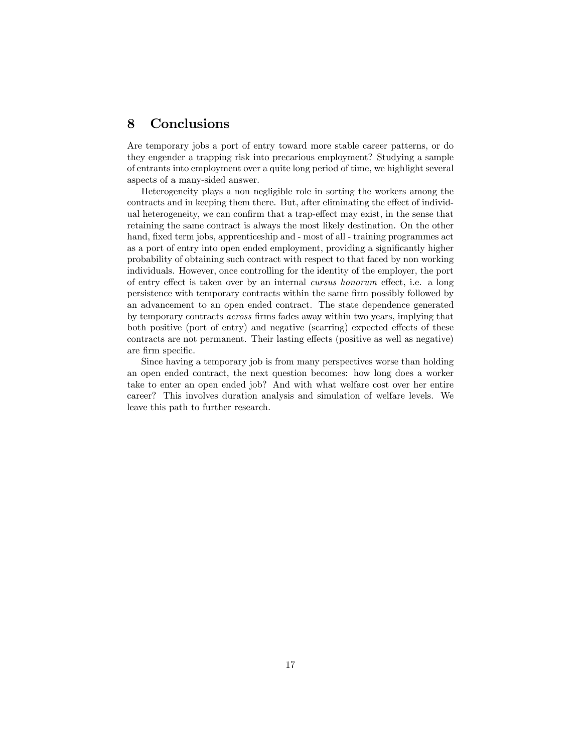# 8 Conclusions

Are temporary jobs a port of entry toward more stable career patterns, or do they engender a trapping risk into precarious employment? Studying a sample of entrants into employment over a quite long period of time, we highlight several aspects of a many-sided answer.

Heterogeneity plays a non negligible role in sorting the workers among the contracts and in keeping them there. But, after eliminating the effect of individual heterogeneity, we can confirm that a trap-effect may exist, in the sense that retaining the same contract is always the most likely destination. On the other hand, fixed term jobs, apprenticeship and - most of all - training programmes act as a port of entry into open ended employment, providing a significantly higher probability of obtaining such contract with respect to that faced by non working individuals. However, once controlling for the identity of the employer, the port of entry effect is taken over by an internal *cursus honorum* effect, i.e. a long persistence with temporary contracts within the same firm possibly followed by an advancement to an open ended contract. The state dependence generated by temporary contracts *across* firms fades away within two years, implying that both positive (port of entry) and negative (scarring) expected effects of these contracts are not permanent. Their lasting effects (positive as well as negative) are firm specific.

Since having a temporary job is from many perspectives worse than holding an open ended contract, the next question becomes: how long does a worker take to enter an open ended job? And with what welfare cost over her entire career? This involves duration analysis and simulation of welfare levels. We leave this path to further research.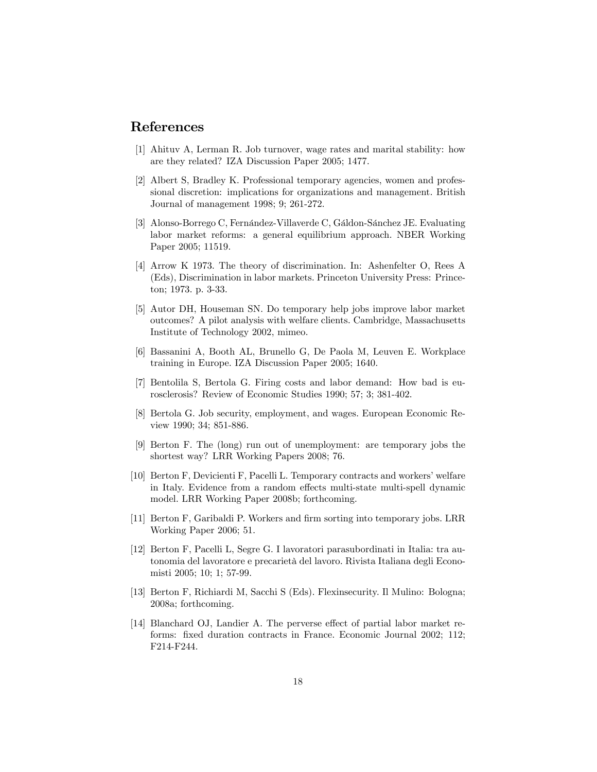# References

[1] Ahituv A, Lerman R. Job turnover, wage rates and marital stability: how are they related? IZA Discussion Paper 2005; 1477.

[2] Albert S, Bradley K. Professional temporary agencies, women and professional discretion: implications for organizations and management. British Journal of management 1998; 9; 261-272.

[3] Alonso-Borrego C, Fernández-Villaverde C, Gáldon-Sánchez JE. Evaluating labor market reforms: a general equilibrium approach. NBER Working Paper 2005; 11519.

[4] Arrow K 1973. The theory of discrimination. In: Ashenfelter O, Rees A (Eds), Discrimination in labor markets. Princeton University Press: Princeton; 1973. p. 3-33.

[5] Autor DH, Houseman SN. Do temporary help jobs improve labor market outcomes? A pilot analysis with welfare clients. Cambridge, Massachusetts Institute of Technology 2002, mimeo.

[6] Bassanini A, Booth AL, Brunello G, De Paola M, Leuven E. Workplace training in Europe. IZA Discussion Paper 2005; 1640.

[7] Bentolila S, Bertola G. Firing costs and labor demand: How bad is eurosclerosis? Review of Economic Studies 1990; 57; 3; 381-402.

[8] Bertola G. Job security, employment, and wages. European Economic Review 1990; 34; 851-886.

[9] Berton F. The (long) run out of unemployment: are temporary jobs the shortest way? LRR Working Papers 2008; 76.

[10] Berton F, Devicienti F, Pacelli L. Temporary contracts and workers' welfare in Italy. Evidence from a random effects multi-state multi-spell dynamic model. LRR Working Paper 2008b; forthcoming.

[11] Berton F, Garibaldi P. Workers and firm sorting into temporary jobs. LRR Working Paper 2006; 51.

[12] Berton F, Pacelli L, Segre G. I lavoratori parasubordinati in Italia: tra autonomia del lavoratore e precarietà del lavoro. Rivista Italiana degli Economisti 2005; 10; 1; 57-99.

[13] Berton F, Richiardi M, Sacchi S (Eds). Flexinsecurity. Il Mulino: Bologna; 2008a; forthcoming.

[14] Blanchard OJ, Landier A. The perverse effect of partial labor market reforms: fixed duration contracts in France. Economic Journal 2002; 112; F214-F244.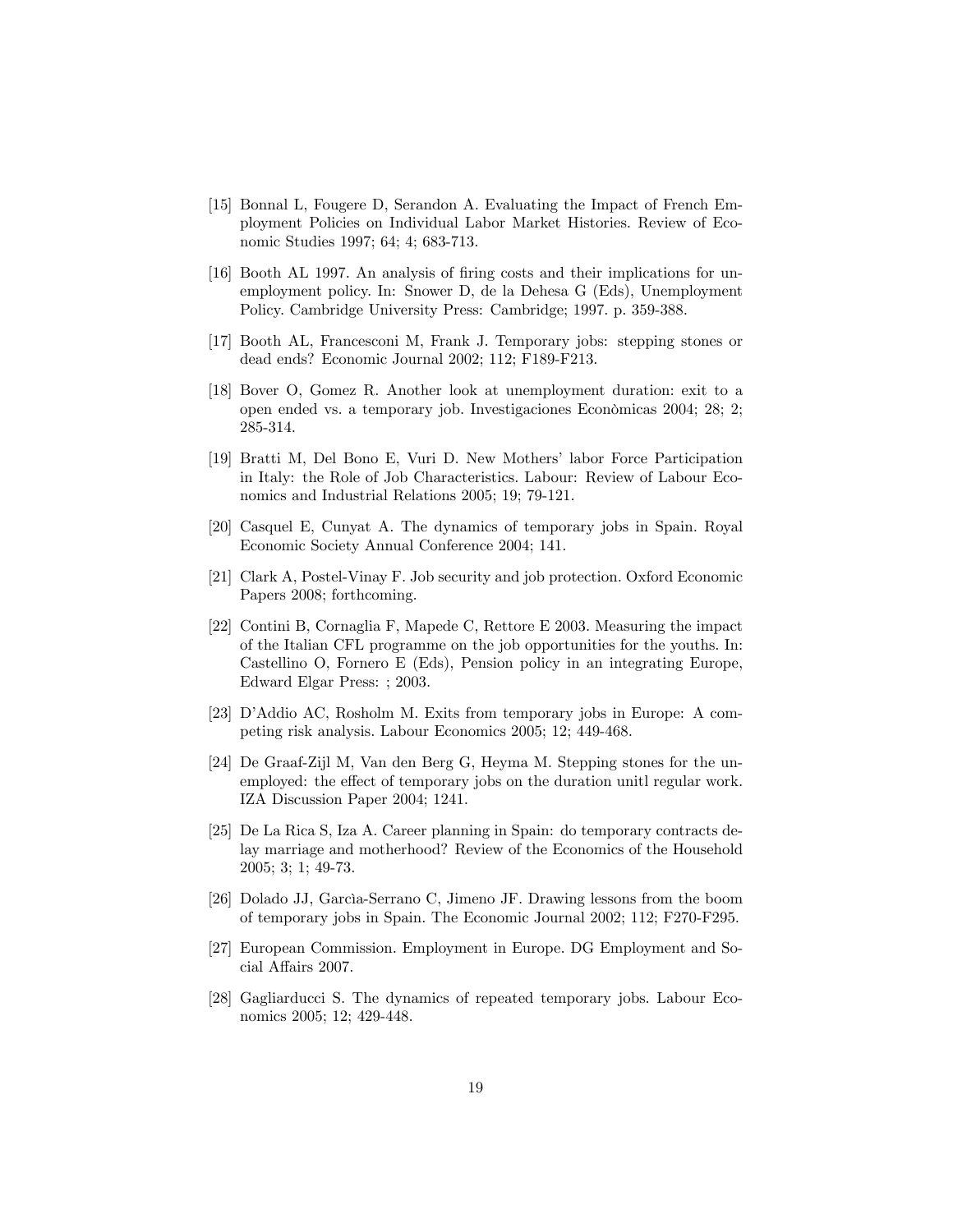[15] Bonnal L, Fougere D, Serandon A. Evaluating the Impact of French Employment Policies on Individual Labor Market Histories. Review of Economic Studies 1997; 64; 4; 683-713.

[16] Booth AL 1997. An analysis of firing costs and their implications for unemployment policy. In: Snower D, de la Dehesa G (Eds), Unemployment Policy. Cambridge University Press: Cambridge; 1997. p. 359-388.

[17] Booth AL, Francesconi M, Frank J. Temporary jobs: stepping stones or dead ends? Economic Journal 2002; 112; F189-F213.

[18] Bover O, Gomez R. Another look at unemployment duration: exit to a open ended vs. a temporary job. Investigaciones Econòmicas 2004; 28; 2; 285-314.

[19] Bratti M, Del Bono E, Vuri D. New Mothers' labor Force Participation in Italy: the Role of Job Characteristics. Labour: Review of Labour Economics and Industrial Relations 2005; 19; 79-121.

[20] Casquel E, Cunyat A. The dynamics of temporary jobs in Spain. Royal Economic Society Annual Conference 2004; 141.

[21] Clark A, Postel-Vinay F. Job security and job protection. Oxford Economic Papers 2008; forthcoming.

[22] Contini B, Cornaglia F, Mapede C, Rettore E 2003. Measuring the impact of the Italian CFL programme on the job opportunities for the youths. In: Castellino O, Fornero E (Eds), Pension policy in an integrating Europe, Edward Elgar Press: ; 2003.

[23] D'Addio AC, Rosholm M. Exits from temporary jobs in Europe: A competing risk analysis. Labour Economics 2005; 12; 449-468.

[24] De Graaf-Zijl M, Van den Berg G, Heyma M. Stepping stones for the unemployed: the effect of temporary jobs on the duration unitl regular work. IZA Discussion Paper 2004; 1241.

[25] De La Rica S, Iza A. Career planning in Spain: do temporary contracts delay marriage and motherhood? Review of the Economics of the Household 2005; 3; 1; 49-73.

[26] Dolado JJ, Garcìa-Serrano C, Jimeno JF. Drawing lessons from the boom of temporary jobs in Spain. The Economic Journal 2002; 112; F270-F295.

[27] European Commission. Employment in Europe. DG Employment and Social Affairs 2007.

[28] Gagliarducci S. The dynamics of repeated temporary jobs. Labour Economics 2005; 12; 429-448.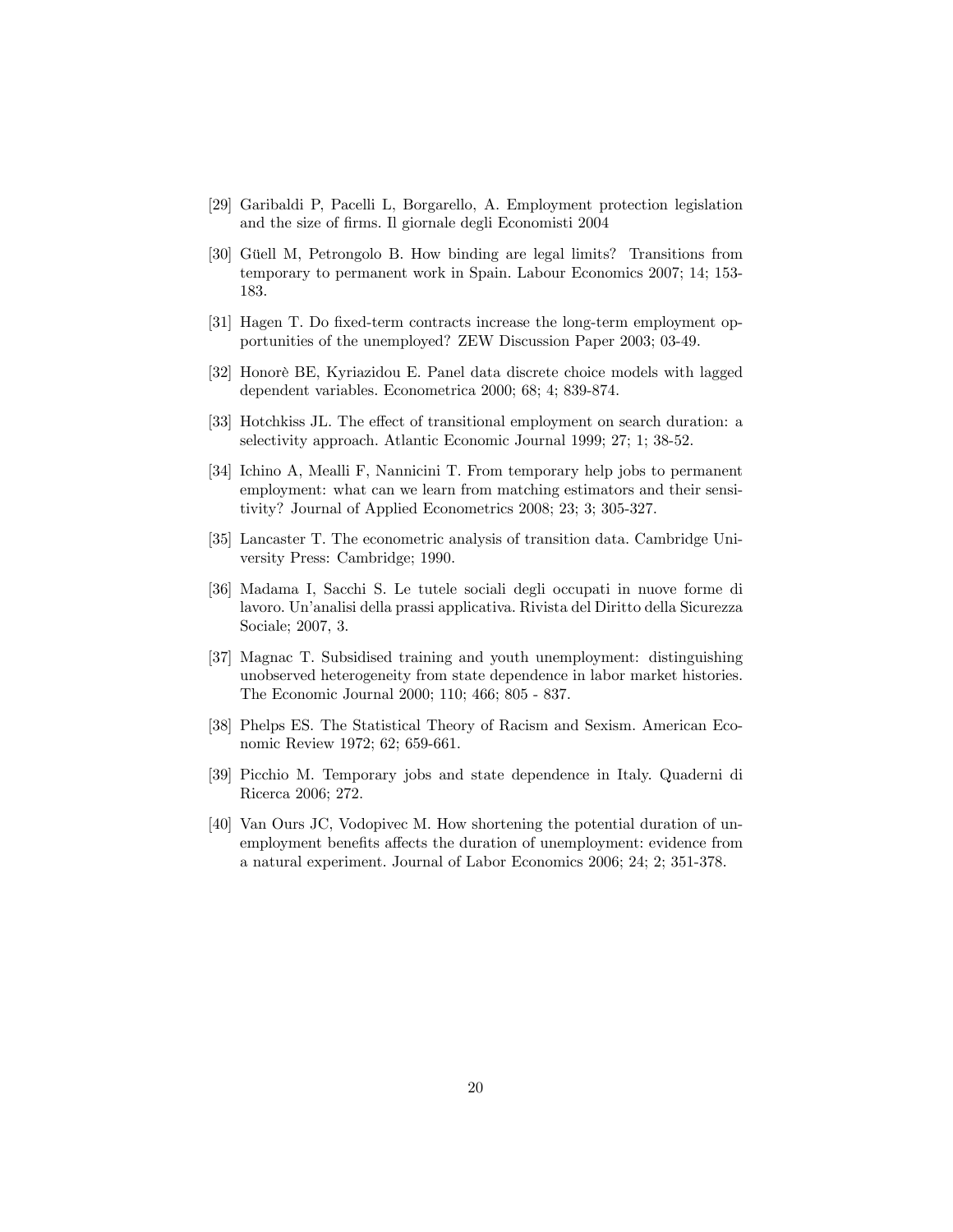[29] Garibaldi P, Pacelli L, Borgarello, A. Employment protection legislation and the size of firms. Il giornale degli Economisti 2004

[30] Güell M, Petrongolo B. How binding are legal limits? Transitions from temporary to permanent work in Spain. Labour Economics 2007; 14; 153-183.

[31] Hagen T. Do fixed-term contracts increase the long-term employment opportunities of the unemployed? ZEW Discussion Paper 2003; 03-49.

[32] Honorè BE, Kyriazidou E. Panel data discrete choice models with lagged dependent variables. Econometrica 2000; 68; 4; 839-874.

[33] Hotchkiss JL. The effect of transitional employment on search duration: a selectivity approach. Atlantic Economic Journal 1999; 27; 1; 38-52.

[34] Ichino A, Mealli F, Nannicini T. From temporary help jobs to permanent employment: what can we learn from matching estimators and their sensitivity? Journal of Applied Econometrics 2008; 23; 3; 305-327.

[35] Lancaster T. The econometric analysis of transition data. Cambridge University Press: Cambridge; 1990.

[36] Madama I, Sacchi S. Le tutele sociali degli occupati in nuove forme di lavoro. Un'analisi della prassi applicativa. Rivista del Diritto della Sicurezza Sociale; 2007, 3.

[37] Magnac T. Subsidised training and youth unemployment: distinguishing unobserved heterogeneity from state dependence in labor market histories. The Economic Journal 2000; 110; 466; 805 - 837.

[38] Phelps ES. The Statistical Theory of Racism and Sexism. American Economic Review 1972; 62; 659-661.

[39] Picchio M. Temporary jobs and state dependence in Italy. Quaderni di Ricerca 2006; 272.

[40] Van Ours JC, Vodopivec M. How shortening the potential duration of unemployment benefits affects the duration of unemployment: evidence from a natural experiment. Journal of Labor Economics 2006; 24; 2; 351-378.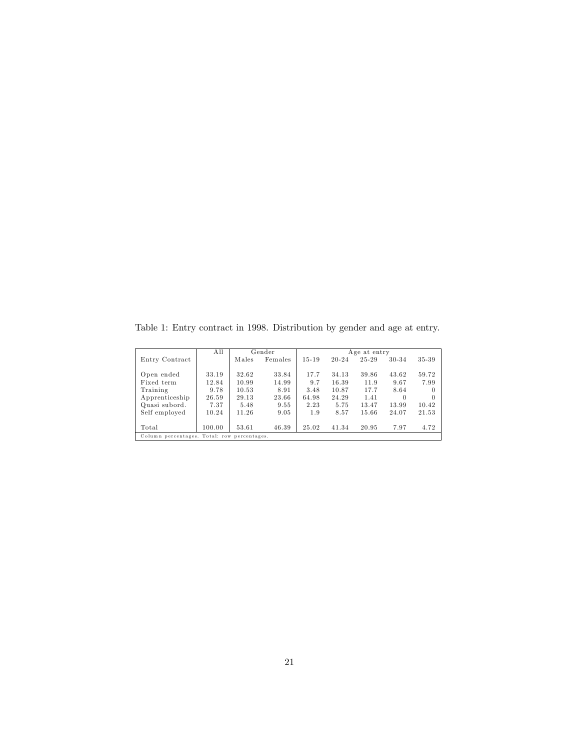Table 1: Entry contract in 1998. Distribution by gender and age at entry.

| | All | Gender | | Age at entry | | | | |
|---|---|---|---|---|---|---|---|---|
| Entry Contract | | Males | Females | 15-19 | 20-24 | 25-29 | 30-34 | 35-39 |
| Open ended | 33.19 | 32.62 | 33.84 | 17.7 | 34.13 | 39.86 | 43.62 | 59.72 |
| Fixed term | 12.84 | 10.99 | 14.99 | 9.7 | 16.39 | 11.9 | 9.67 | 7.99 |
| Training | 9.78 | 10.53 | 8.91 | 3.48 | 10.87 | 17.7 | 8.64 | 0 |
| Apprenticeship | 26.59 | 29.13 | 23.66 | 64.98 | 24.29 | 1.41 | 0 | 0 |
| Quasi subord. | 7.37 | 5.48 | 9.55 | 2.23 | 5.75 | 13.47 | 13.99 | 10.42 |
| Self employed | 10.24 | 11.26 | 9.05 | 1.9 | 8.57 | 15.66 | 24.07 | 21.53 |
| Total | 100.00 | 53.61 | 46.39 | 25.02 | 41.34 | 20.95 | 7.97 | 4.72 |

Column percentages. Total: row percentages.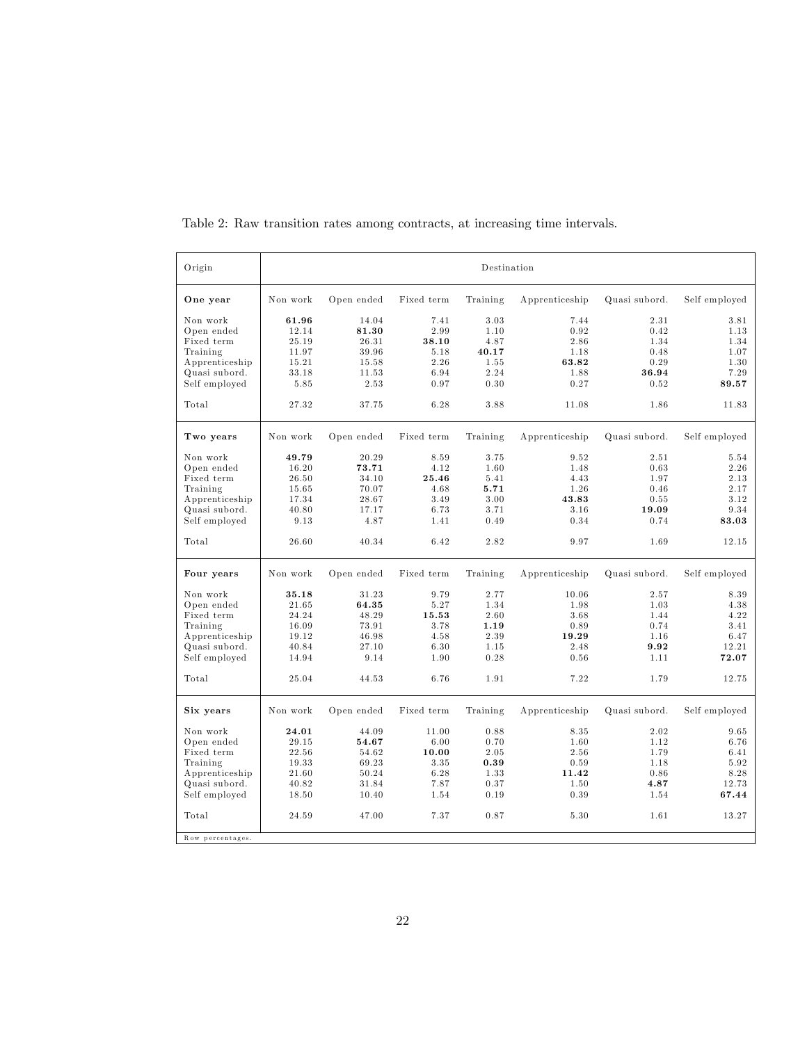Table 2: Raw transition rates among contracts, at increasing time intervals.

| Origin | Destination | | | | | | |
|---|---|---|---|---|---|---|---|
| **One year** | Non work | Open ended | Fixed term | Training | Apprenticeship | Quasi subord. | Self employed |
| Non work | **61.96** | 14.04 | 7.41 | 3.03 | 7.44 | 2.31 | 3.81 |
| Open ended | 12.14 | **81.30** | 2.99 | 1.10 | 0.92 | 0.42 | 1.13 |
| Fixed term | 25.19 | 26.31 | **38.10** | 4.87 | 2.86 | 1.34 | 1.34 |
| Training | 11.97 | 39.96 | 5.18 | **40.17** | 1.18 | 0.48 | 1.07 |
| Apprenticeship | 15.21 | 15.58 | 2.26 | 1.55 | **63.82** | 0.29 | 1.30 |
| Quasi subord. | 33.18 | 11.53 | 6.94 | 2.24 | 1.88 | **36.94** | 7.29 |
| Self employed | 5.85 | 2.53 | 0.97 | 0.30 | 0.27 | 0.52 | **89.57** |
| Total | 27.32 | 37.75 | 6.28 | 3.88 | 11.08 | 1.86 | 11.83 |
| **Two years** | Non work | Open ended | Fixed term | Training | Apprenticeship | Quasi subord. | Self employed |
| Non work | **49.79** | 20.29 | 8.59 | 3.75 | 9.52 | 2.51 | 5.54 |
| Open ended | 16.20 | **73.71** | 4.12 | 1.60 | 1.48 | 0.63 | 2.26 |
| Fixed term | 26.50 | 34.10 | **25.46** | 5.41 | 4.43 | 1.97 | 2.13 |
| Training | 15.65 | 70.07 | 4.68 | **5.71** | 1.26 | 0.46 | 2.17 |
| Apprenticeship | 17.34 | 28.67 | 3.49 | 3.00 | **43.83** | 0.55 | 3.12 |
| Quasi subord. | 40.80 | 17.17 | 6.73 | 3.71 | 3.16 | **19.09** | 9.34 |
| Self employed | 9.13 | 4.87 | 1.41 | 0.49 | 0.34 | 0.74 | **83.03** |
| Total | 26.60 | 40.34 | 6.42 | 2.82 | 9.97 | 1.69 | 12.15 |
| **Four years** | Non work | Open ended | Fixed term | Training | Apprenticeship | Quasi subord. | Self employed |
| Non work | **35.18** | 31.23 | 9.79 | 2.77 | 10.06 | 2.57 | 8.39 |
| Open ended | 21.65 | **64.35** | 5.27 | 1.34 | 1.98 | 1.03 | 4.38 |
| Fixed term | 24.24 | 48.29 | **15.53** | 2.60 | 3.68 | 1.44 | 4.22 |
| Training | 16.09 | 73.91 | 3.78 | **1.19** | 0.89 | 0.74 | 3.41 |
| Apprenticeship | 19.12 | 46.98 | 4.58 | 2.39 | **19.29** | 1.16 | 6.47 |
| Quasi subord. | 40.84 | 27.10 | 6.30 | 1.15 | 2.48 | **9.92** | 12.21 |
| Self employed | 14.94 | 9.14 | 1.90 | 0.28 | 0.56 | 1.11 | **72.07** |
| Total | 25.04 | 44.53 | 6.76 | 1.91 | 7.22 | 1.79 | 12.75 |
| **Six years** | Non work | Open ended | Fixed term | Training | Apprenticeship | Quasi subord. | Self employed |
| Non work | **24.01** | 44.09 | 11.00 | 0.88 | 8.35 | 2.02 | 9.65 |
| Open ended | 29.15 | **54.67** | 6.00 | 0.70 | 1.60 | 1.12 | 6.76 |
| Fixed term | 22.56 | 54.62 | **10.00** | 2.05 | 2.56 | 1.79 | 6.41 |
| Training | 19.33 | 69.23 | 3.35 | **0.39** | 0.59 | 1.18 | 5.92 |
| Apprenticeship | 21.60 | 50.24 | 6.28 | 1.33 | **11.42** | 0.86 | 8.28 |
| Quasi subord. | 40.82 | 31.84 | 7.87 | 0.37 | 1.50 | **4.87** | 12.73 |
| Self employed | 18.50 | 10.40 | 1.54 | 0.19 | 0.39 | 1.54 | **67.44** |
| Total | 24.59 | 47.00 | 7.37 | 0.87 | 5.30 | 1.61 | 13.27 |

Row percentages.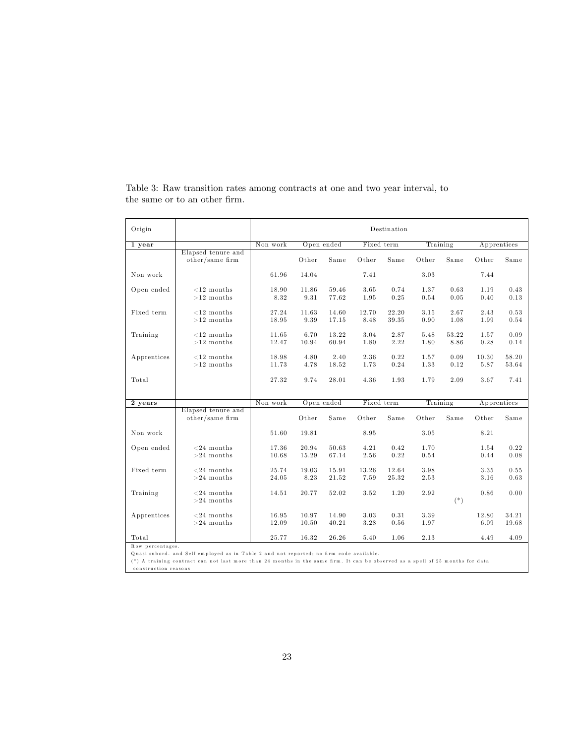Table 3: Raw transition rates among contracts at one and two year interval, to the same or to an other firm.

| Origin | | Destination | | | | | | | | |
|---|---|---|---|---|---|---|---|---|---|---|
| **1 year** | | Non work | Open ended | | Fixed term | | Training | | Apprentices | |
| | Elapsed tenure and other/same firm | | Other | Same | Other | Same | Other | Same | Other | Same |
| Non work | | 61.96 | 14.04 | | 7.41 | | 3.03 | | 7.44 | |
| Open ended | <12 months | 18.90 | 11.86 | 59.46 | 3.65 | 0.74 | 1.37 | 0.63 | 1.19 | 0.43 |
| | >12 months | 8.32 | 9.31 | 77.62 | 1.95 | 0.25 | 0.54 | 0.05 | 0.40 | 0.13 |
| Fixed term | <12 months | 27.24 | 11.63 | 14.60 | 12.70 | 22.20 | 3.15 | 2.67 | 2.43 | 0.53 |
| | >12 months | 18.95 | 9.39 | 17.15 | 8.48 | 39.35 | 0.90 | 1.08 | 1.99 | 0.54 |
| Training | <12 months | 11.65 | 6.70 | 13.22 | 3.04 | 2.87 | 5.48 | 53.22 | 1.57 | 0.09 |
| | >12 months | 12.47 | 10.94 | 60.94 | 1.80 | 2.22 | 1.80 | 8.86 | 0.28 | 0.14 |
| Apprentices | <12 months | 18.98 | 4.80 | 2.40 | 2.36 | 0.22 | 1.57 | 0.09 | 10.30 | 58.20 |
| | >12 months | 11.73 | 4.78 | 18.52 | 1.73 | 0.24 | 1.33 | 0.12 | 5.87 | 53.64 |
| Total | | 27.32 | 9.74 | 28.01 | 4.36 | 1.93 | 1.79 | 2.09 | 3.67 | 7.41 |
| **2 years** | | Non work | Open ended | | Fixed term | | Training | | Apprentices | |
| | Elapsed tenure and other/same firm | | Other | Same | Other | Same | Other | Same | Other | Same |
| Non work | | 51.60 | 19.81 | | 8.95 | | 3.05 | | 8.21 | |
| Open ended | <24 months | 17.36 | 20.94 | 50.63 | 4.21 | 0.42 | 1.70 | | 1.54 | 0.22 |
| | >24 months | 10.68 | 15.29 | 67.14 | 2.56 | 0.22 | 0.54 | | 0.44 | 0.08 |
| Fixed term | <24 months | 25.74 | 19.03 | 15.91 | 13.26 | 12.64 | 3.98 | | 3.35 | 0.55 |
| | >24 months | 24.05 | 8.23 | 21.52 | 7.59 | 25.32 | 2.53 | | 3.16 | 0.63 |
| Training | <24 months | 14.51 | 20.77 | 52.02 | 3.52 | 1.20 | 2.92 | | 0.86 | 0.00 |
| | >24 months | | | | | | | (*) | | |
| Apprentices | <24 months | 16.95 | 10.97 | 14.90 | 3.03 | 0.31 | 3.39 | | 12.80 | 34.21 |
| | >24 months | 12.09 | 10.50 | 40.21 | 3.28 | 0.56 | 1.97 | | 6.09 | 19.68 |
| Total | | 25.77 | 16.32 | 26.26 | 5.40 | 1.06 | 2.13 | | 4.49 | 4.09 |

Row percentages.

Quasi subord. and Self employed as in Table 2 and not reported; no firm code available.

(*) A training contract can not last more than 24 months in the same firm. It can be observed as a spell of 25 months for data construction reasons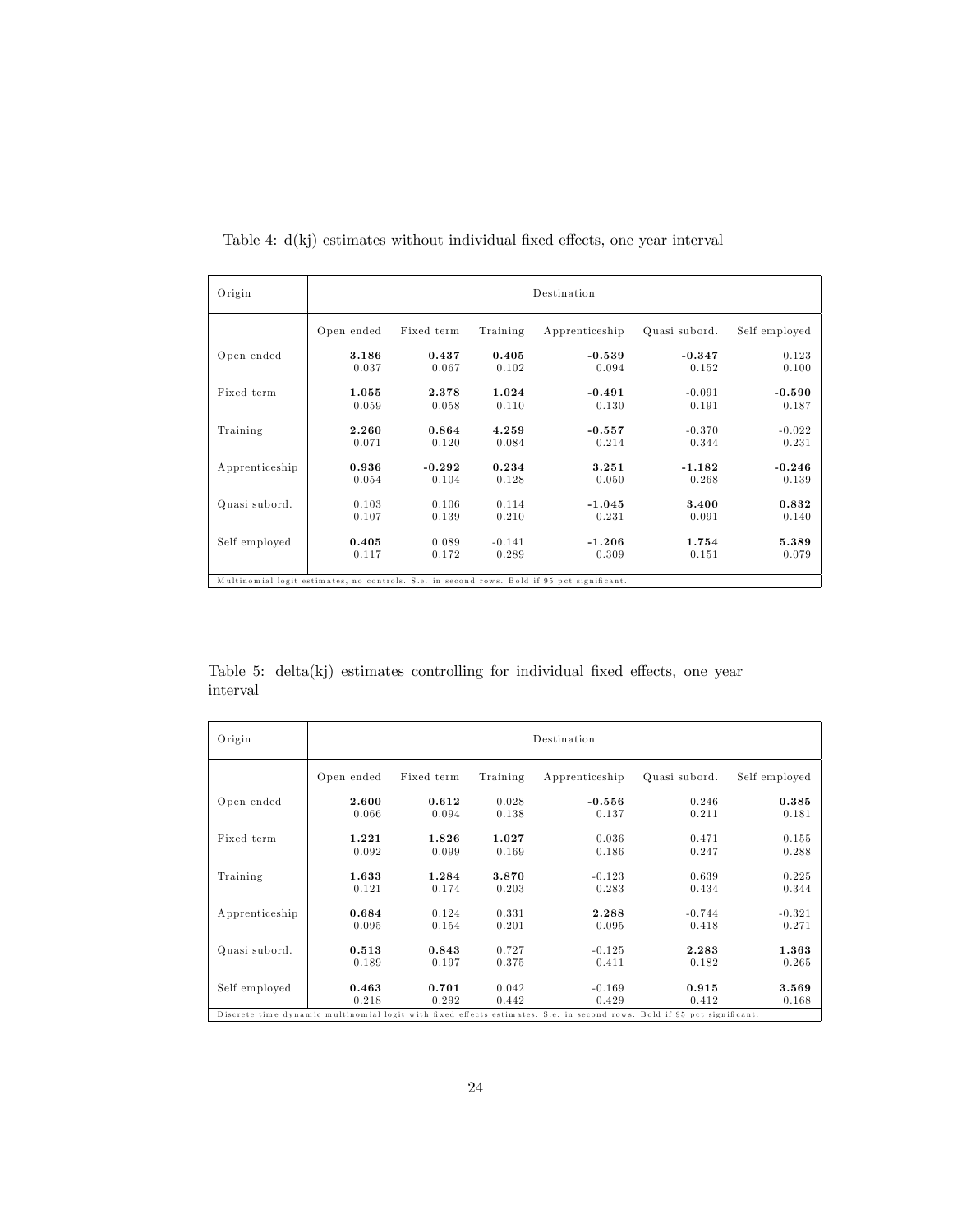Table 4: d(kj) estimates without individual fixed effects, one year interval

| Origin | Destination | | | | | |
|---|---|---|---|---|---|---|
| | Open ended | Fixed term | Training | Apprenticeship | Quasi subord. | Self employed |
| Open ended | **3.186** | **0.437** | **0.405** | **-0.539** | **-0.347** | 0.123 |
| | 0.037 | 0.067 | 0.102 | 0.094 | 0.152 | 0.100 |
| Fixed term | **1.055** | **2.378** | **1.024** | **-0.491** | -0.091 | **-0.590** |
| | 0.059 | 0.058 | 0.110 | 0.130 | 0.191 | 0.187 |
| Training | **2.260** | **0.864** | **4.259** | **-0.557** | -0.370 | -0.022 |
| | 0.071 | 0.120 | 0.084 | 0.214 | 0.344 | 0.231 |
| Apprenticeship | **0.936** | **-0.292** | **0.234** | **3.251** | **-1.182** | **-0.246** |
| | 0.054 | 0.104 | 0.128 | 0.050 | 0.268 | 0.139 |
| Quasi subord. | 0.103 | 0.106 | 0.114 | **-1.045** | **3.400** | **0.832** |
| | 0.107 | 0.139 | 0.210 | 0.231 | 0.091 | 0.140 |
| Self employed | **0.405** | 0.089 | -0.141 | **-1.206** | **1.754** | **5.389** |
| | 0.117 | 0.172 | 0.289 | 0.309 | 0.151 | 0.079 |

Multinomial logit estimates, no controls. S.e. in second rows. Bold if 95 pct significant.

Table 5: delta(kj) estimates controlling for individual fixed effects, one year interval

| Origin | Destination | | | | | |
|---|---|---|---|---|---|---|
| | Open ended | Fixed term | Training | Apprenticeship | Quasi subord. | Self employed |
| Open ended | **2.600** | **0.612** | 0.028 | **-0.556** | 0.246 | **0.385** |
| | 0.066 | 0.094 | 0.138 | 0.137 | 0.211 | 0.181 |
| Fixed term | **1.221** | **1.826** | **1.027** | 0.036 | 0.471 | 0.155 |
| | 0.092 | 0.099 | 0.169 | 0.186 | 0.247 | 0.288 |
| Training | **1.633** | **1.284** | **3.870** | -0.123 | 0.639 | 0.225 |
| | 0.121 | 0.174 | 0.203 | 0.283 | 0.434 | 0.344 |
| Apprenticeship | **0.684** | 0.124 | 0.331 | **2.288** | -0.744 | -0.321 |
| | 0.095 | 0.154 | 0.201 | 0.095 | 0.418 | 0.271 |
| Quasi subord. | **0.513** | **0.843** | 0.727 | -0.125 | **2.283** | **1.363** |
| | 0.189 | 0.197 | 0.375 | 0.411 | 0.182 | 0.265 |
| Self employed | **0.463** | **0.701** | 0.042 | -0.169 | **0.915** | **3.569** |
| | 0.218 | 0.292 | 0.442 | 0.429 | 0.412 | 0.168 |

Discrete time dynamic multinomial logit with fixed effects estimates. S.e. in second rows. Bold if 95 pct significant.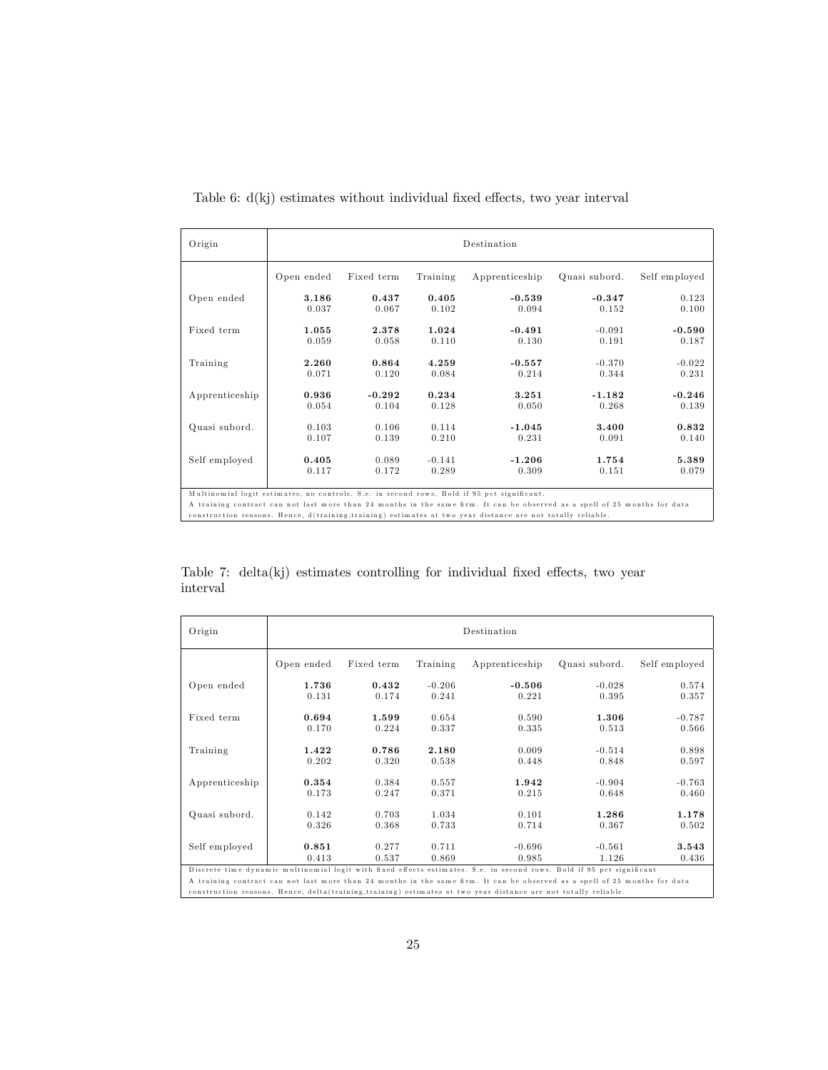Table 6: d(kj) estimates without individual fixed effects, two year interval

| Origin | Destination | | | | | |
|---|---|---|---|---|---|---|
| | Open ended | Fixed term | Training | Apprenticeship | Quasi subord. | Self employed |
| Open ended | **3.186** | **0.437** | **0.405** | **-0.539** | **-0.347** | 0.123 |
| | 0.037 | 0.067 | 0.102 | 0.094 | 0.152 | 0.100 |
| Fixed term | **1.055** | **2.378** | **1.024** | **-0.491** | -0.091 | **-0.590** |
| | 0.059 | 0.058 | 0.110 | 0.130 | 0.191 | 0.187 |
| Training | **2.260** | **0.864** | **4.259** | **-0.557** | -0.370 | -0.022 |
| | 0.071 | 0.120 | 0.084 | 0.214 | 0.344 | 0.231 |
| Apprenticeship | **0.936** | **-0.292** | **0.234** | **3.251** | **-1.182** | **-0.246** |
| | 0.054 | 0.104 | 0.128 | 0.050 | 0.268 | 0.139 |
| Quasi subord. | 0.103 | 0.106 | 0.114 | **-1.045** | **3.400** | **0.832** |
| | 0.107 | 0.139 | 0.210 | 0.231 | 0.091 | 0.140 |
| Self employed | **0.405** | 0.089 | -0.141 | **-1.206** | **1.754** | **5.389** |
| | 0.117 | 0.172 | 0.289 | 0.309 | 0.151 | 0.079 |

Multinomial logit estimates, no controls. S.e. in second rows. Bold if 95 pct significant.
A training contract can not last more than 24 months in the same firm. It can be observed as a spell of 25 months for data construction reasons. Hence, d(training,training) estimates at two year distance are not totally reliable.

Table 7: delta(kj) estimates controlling for individual fixed effects, two year interval

| Origin | Destination | | | | | |
|---|---|---|---|---|---|---|
| | Open ended | Fixed term | Training | Apprenticeship | Quasi subord. | Self employed |
| Open ended | **1.736** | **0.432** | -0.206 | **-0.506** | -0.028 | 0.574 |
| | 0.131 | 0.174 | 0.241 | 0.221 | 0.395 | 0.357 |
| Fixed term | **0.694** | **1.599** | 0.654 | 0.590 | **1.306** | -0.787 |
| | 0.170 | 0.224 | 0.337 | 0.335 | 0.513 | 0.566 |
| Training | **1.422** | **0.786** | **2.180** | 0.009 | -0.514 | 0.898 |
| | 0.202 | 0.320 | 0.538 | 0.448 | 0.848 | 0.597 |
| Apprenticeship | **0.354** | 0.384 | 0.557 | **1.942** | -0.904 | -0.763 |
| | 0.173 | 0.247 | 0.371 | 0.215 | 0.648 | 0.460 |
| Quasi subord. | 0.142 | 0.703 | 1.034 | 0.101 | **1.286** | **1.178** |
| | 0.326 | 0.368 | 0.733 | 0.714 | 0.367 | 0.502 |
| Self employed | **0.851** | 0.277 | 0.711 | -0.696 | -0.561 | **3.543** |
| | 0.413 | 0.537 | 0.869 | 0.985 | 1.126 | 0.436 |

Discrete time dynamic multinomial logit with fixed effects estimates. S.e. in second rows. Bold if 95 pct significant
A training contract can not last more than 24 months in the same firm. It can be observed as a spell of 25 months for data construction reasons. Hence, delta(training,training) estimates at two year distance are not totally reliable.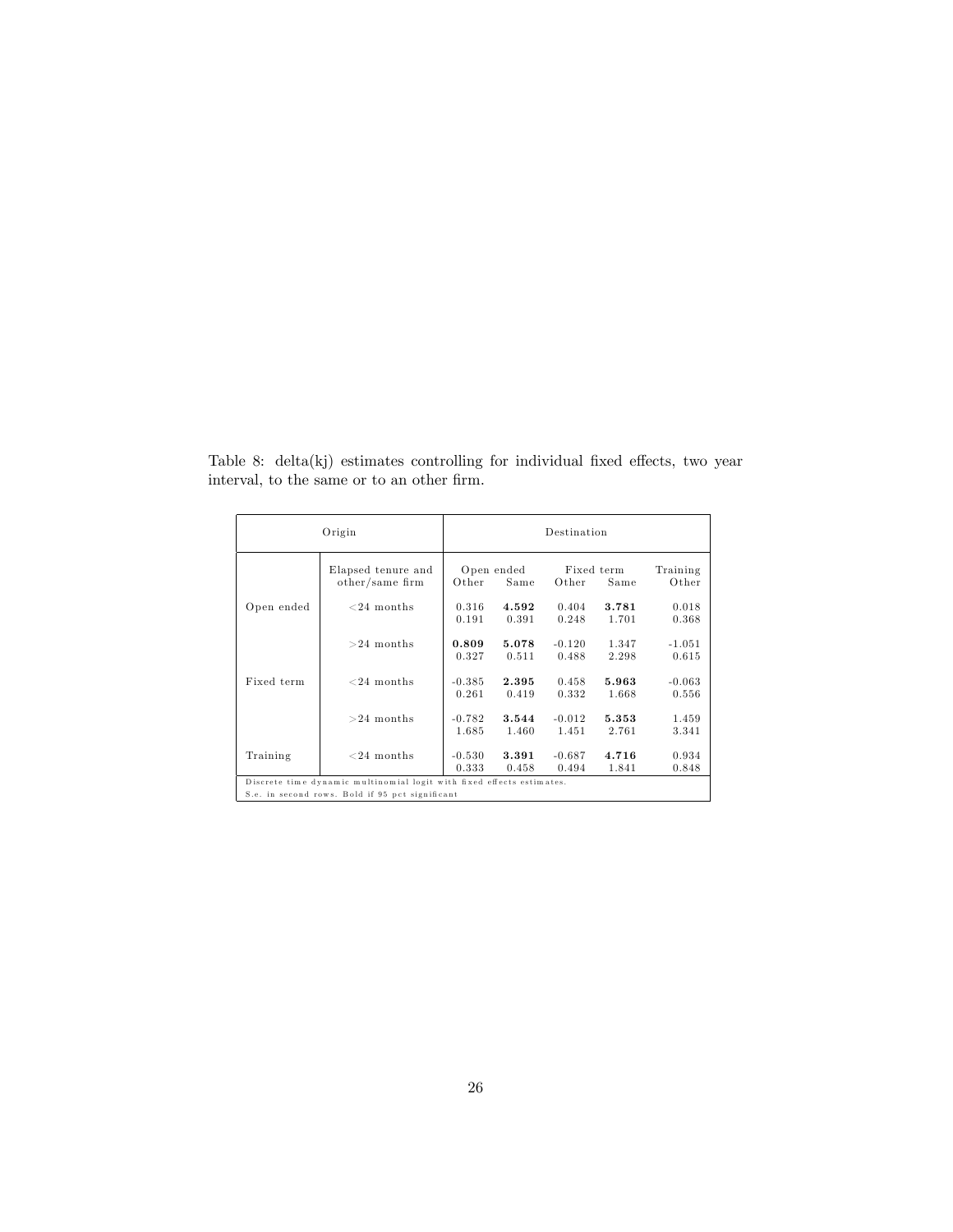Table 8: delta(kj) estimates controlling for individual fixed effects, two year interval, to the same or to an other firm.

| Origin | | Destination | | | | |
|---|---|---|---|---|---|---|
| | Elapsed tenure and other/same firm | Open ended | | Fixed term | | Training |
| | | Other | Same | Other | Same | Other |
| Open ended | <24 months | 0.316 | **4.592** | 0.404 | **3.781** | 0.018 |
| | | 0.191 | 0.391 | 0.248 | 1.701 | 0.368 |
| | >24 months | **0.809** | **5.078** | -0.120 | 1.347 | -1.051 |
| | | 0.327 | 0.511 | 0.488 | 2.298 | 0.615 |
| Fixed term | <24 months | -0.385 | **2.395** | 0.458 | **5.963** | -0.063 |
| | | 0.261 | 0.419 | 0.332 | 1.668 | 0.556 |
| | >24 months | -0.782 | **3.544** | -0.012 | **5.353** | 1.459 |
| | | 1.685 | 1.460 | 1.451 | 2.761 | 3.341 |
| Training | <24 months | -0.530 | **3.391** | -0.687 | **4.716** | 0.934 |
| | | 0.333 | 0.458 | 0.494 | 1.841 | 0.848 |

Discrete time dynamic multinomial logit with fixed effects estimates.
S.e. in second rows. Bold if 95 pct significant